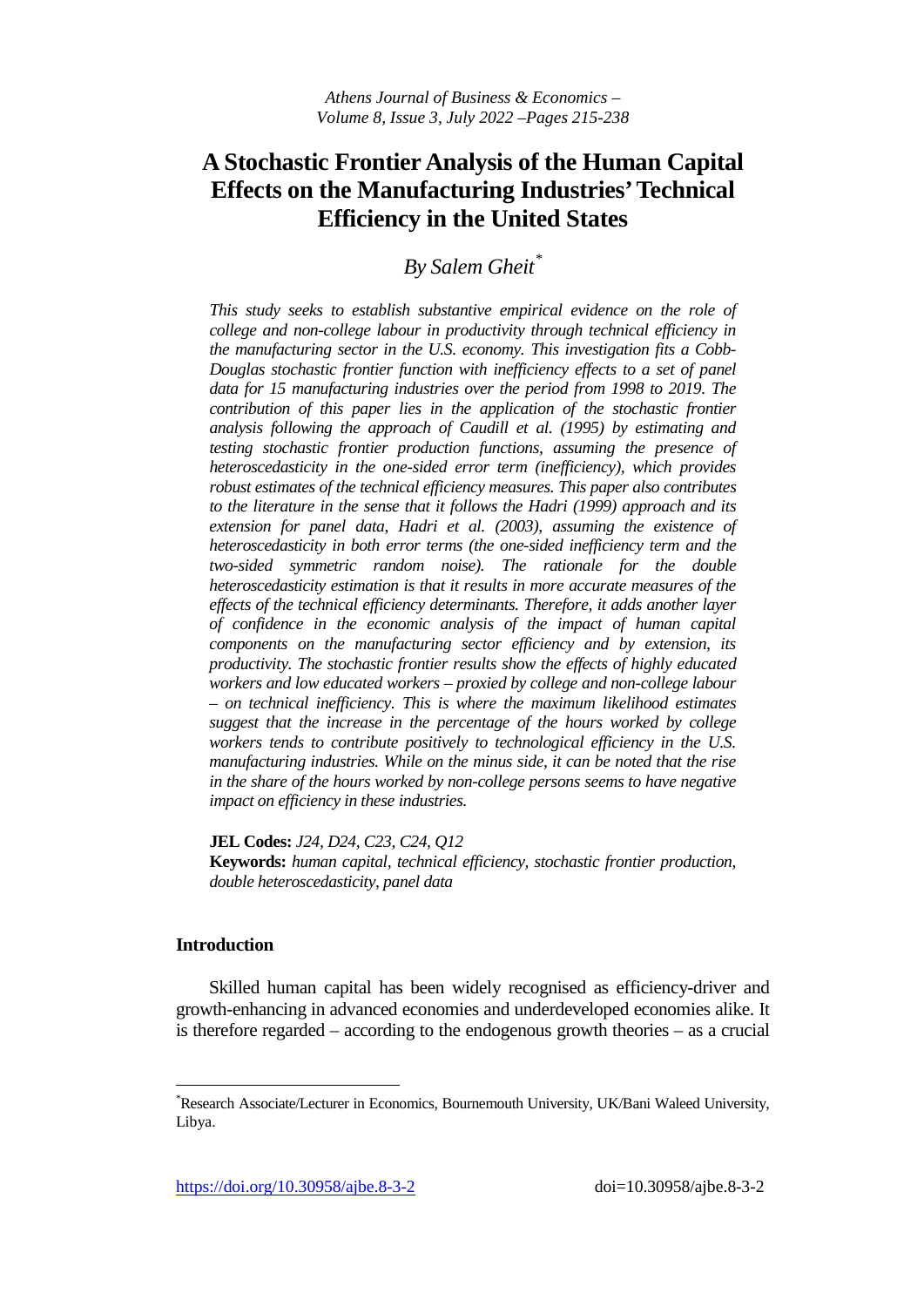# A Stochastic Frontier Analysis of the Human Capital Effects on the Manufacturing Industries' Technical Efficiency in the United States

## *By Salem Gheit*[*]

*This study seeks to establish substantive empirical evidence on the role of college and non-college labour in productivity through technical efficiency in the manufacturing sector in the U.S. economy. This investigation fits a Cobb-Douglas stochastic frontier function with inefficiency effects to a set of panel data for 15 manufacturing industries over the period from 1998 to 2019. The contribution of this paper lies in the application of the stochastic frontier analysis following the approach of Caudill et al. (1995) by estimating and testing stochastic frontier production functions, assuming the presence of heteroscedasticity in the one-sided error term (inefficiency), which provides robust estimates of the technical efficiency measures. This paper also contributes to the literature in the sense that it follows the Hadri (1999) approach and its extension for panel data, Hadri et al. (2003), assuming the existence of heteroscedasticity in both error terms (the one-sided inefficiency term and the two-sided symmetric random noise). The rationale for the double heteroscedasticity estimation is that it results in more accurate measures of the effects of the technical efficiency determinants. Therefore, it adds another layer of confidence in the economic analysis of the impact of human capital components on the manufacturing sector efficiency and by extension, its productivity. The stochastic frontier results show the effects of highly educated workers and low educated workers – proxied by college and non-college labour – on technical inefficiency. This is where the maximum likelihood estimates suggest that the increase in the percentage of the hours worked by college workers tends to contribute positively to technological efficiency in the U.S. manufacturing industries. While on the minus side, it can be noted that the rise in the share of the hours worked by non-college persons seems to have negative impact on efficiency in these industries.*

**JEL Codes:** *J24, D24, C23, C24, Q12*
**Keywords:** *human capital, technical efficiency, stochastic frontier production, double heteroscedasticity, panel data*

## Introduction

Skilled human capital has been widely recognised as efficiency-driver and growth-enhancing in advanced economies and underdeveloped economies alike. It is therefore regarded – according to the endogenous growth theories – as a crucial

---

[*] Research Associate/Lecturer in Economics, Bournemouth University, UK/Bani Waleed University, Libya.

https://doi.org/10.30958/ajbe.8-3-2 doi=10.30958/ajbe.8-3-2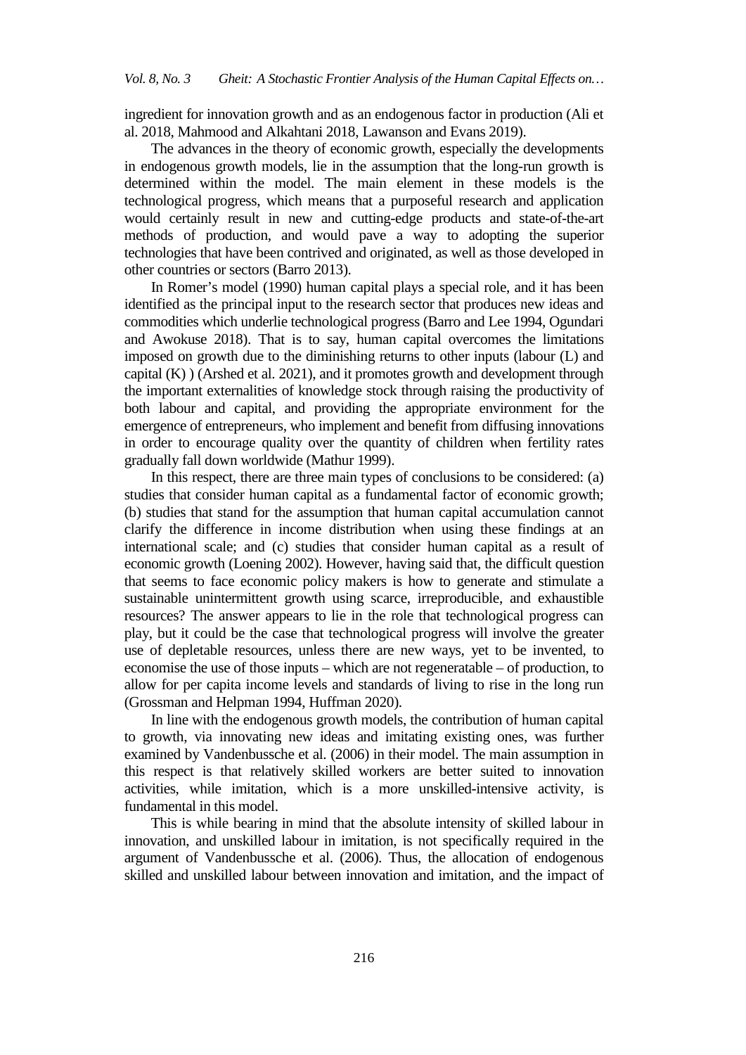ingredient for innovation growth and as an endogenous factor in production (Ali et al. 2018, Mahmood and Alkahtani 2018, Lawanson and Evans 2019).

The advances in the theory of economic growth, especially the developments in endogenous growth models, lie in the assumption that the long-run growth is determined within the model. The main element in these models is the technological progress, which means that a purposeful research and application would certainly result in new and cutting-edge products and state-of-the-art methods of production, and would pave a way to adopting the superior technologies that have been contrived and originated, as well as those developed in other countries or sectors (Barro 2013).

In Romer's model (1990) human capital plays a special role, and it has been identified as the principal input to the research sector that produces new ideas and commodities which underlie technological progress (Barro and Lee 1994, Ogundari and Awokuse 2018). That is to say, human capital overcomes the limitations imposed on growth due to the diminishing returns to other inputs (labour (L) and capital (K) ) (Arshed et al. 2021), and it promotes growth and development through the important externalities of knowledge stock through raising the productivity of both labour and capital, and providing the appropriate environment for the emergence of entrepreneurs, who implement and benefit from diffusing innovations in order to encourage quality over the quantity of children when fertility rates gradually fall down worldwide (Mathur 1999).

In this respect, there are three main types of conclusions to be considered: (a) studies that consider human capital as a fundamental factor of economic growth; (b) studies that stand for the assumption that human capital accumulation cannot clarify the difference in income distribution when using these findings at an international scale; and (c) studies that consider human capital as a result of economic growth (Loening 2002). However, having said that, the difficult question that seems to face economic policy makers is how to generate and stimulate a sustainable unintermittent growth using scarce, irreproducible, and exhaustible resources? The answer appears to lie in the role that technological progress can play, but it could be the case that technological progress will involve the greater use of depletable resources, unless there are new ways, yet to be invented, to economise the use of those inputs – which are not regeneratable – of production, to allow for per capita income levels and standards of living to rise in the long run (Grossman and Helpman 1994, Huffman 2020).

In line with the endogenous growth models, the contribution of human capital to growth, via innovating new ideas and imitating existing ones, was further examined by Vandenbussche et al. (2006) in their model. The main assumption in this respect is that relatively skilled workers are better suited to innovation activities, while imitation, which is a more unskilled-intensive activity, is fundamental in this model.

This is while bearing in mind that the absolute intensity of skilled labour in innovation, and unskilled labour in imitation, is not specifically required in the argument of Vandenbussche et al. (2006). Thus, the allocation of endogenous skilled and unskilled labour between innovation and imitation, and the impact of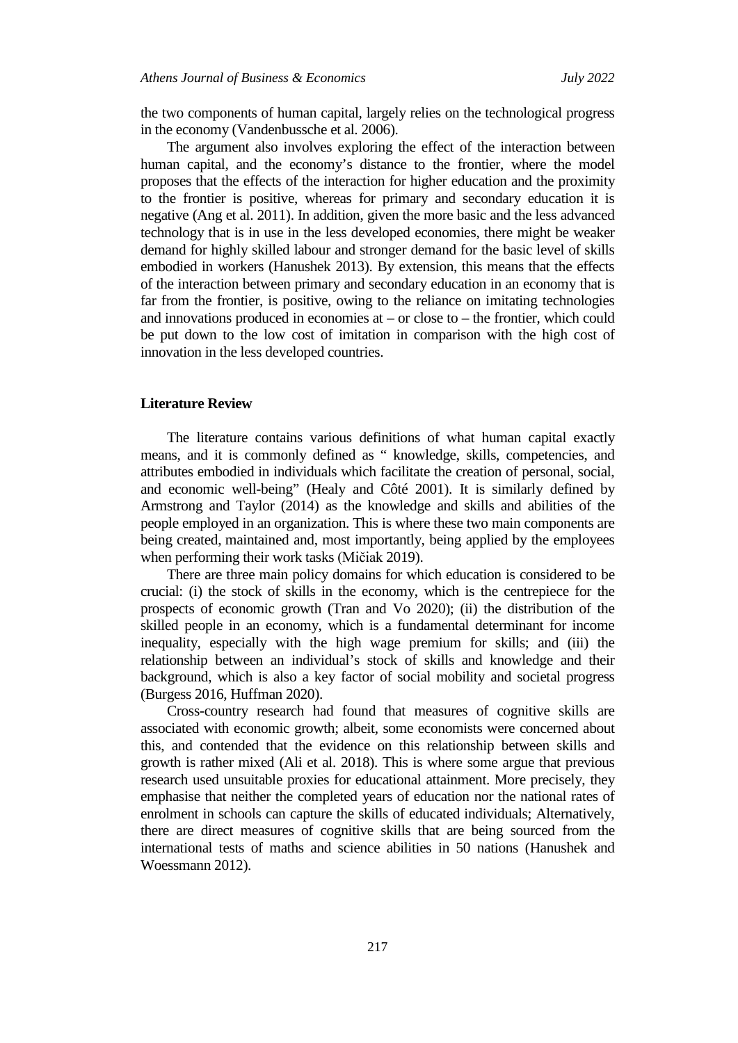the two components of human capital, largely relies on the technological progress in the economy (Vandenbussche et al. 2006).

The argument also involves exploring the effect of the interaction between human capital, and the economy's distance to the frontier, where the model proposes that the effects of the interaction for higher education and the proximity to the frontier is positive, whereas for primary and secondary education it is negative (Ang et al. 2011). In addition, given the more basic and the less advanced technology that is in use in the less developed economies, there might be weaker demand for highly skilled labour and stronger demand for the basic level of skills embodied in workers (Hanushek 2013). By extension, this means that the effects of the interaction between primary and secondary education in an economy that is far from the frontier, is positive, owing to the reliance on imitating technologies and innovations produced in economies at – or close to – the frontier, which could be put down to the low cost of imitation in comparison with the high cost of innovation in the less developed countries.

## Literature Review

The literature contains various definitions of what human capital exactly means, and it is commonly defined as " knowledge, skills, competencies, and attributes embodied in individuals which facilitate the creation of personal, social, and economic well-being" (Healy and Côté 2001). It is similarly defined by Armstrong and Taylor (2014) as the knowledge and skills and abilities of the people employed in an organization. This is where these two main components are being created, maintained and, most importantly, being applied by the employees when performing their work tasks (Mičiak 2019).

There are three main policy domains for which education is considered to be crucial: (i) the stock of skills in the economy, which is the centrepiece for the prospects of economic growth (Tran and Vo 2020); (ii) the distribution of the skilled people in an economy, which is a fundamental determinant for income inequality, especially with the high wage premium for skills; and (iii) the relationship between an individual's stock of skills and knowledge and their background, which is also a key factor of social mobility and societal progress (Burgess 2016, Huffman 2020).

Cross-country research had found that measures of cognitive skills are associated with economic growth; albeit, some economists were concerned about this, and contended that the evidence on this relationship between skills and growth is rather mixed (Ali et al. 2018). This is where some argue that previous research used unsuitable proxies for educational attainment. More precisely, they emphasise that neither the completed years of education nor the national rates of enrolment in schools can capture the skills of educated individuals; Alternatively, there are direct measures of cognitive skills that are being sourced from the international tests of maths and science abilities in 50 nations (Hanushek and Woessmann 2012).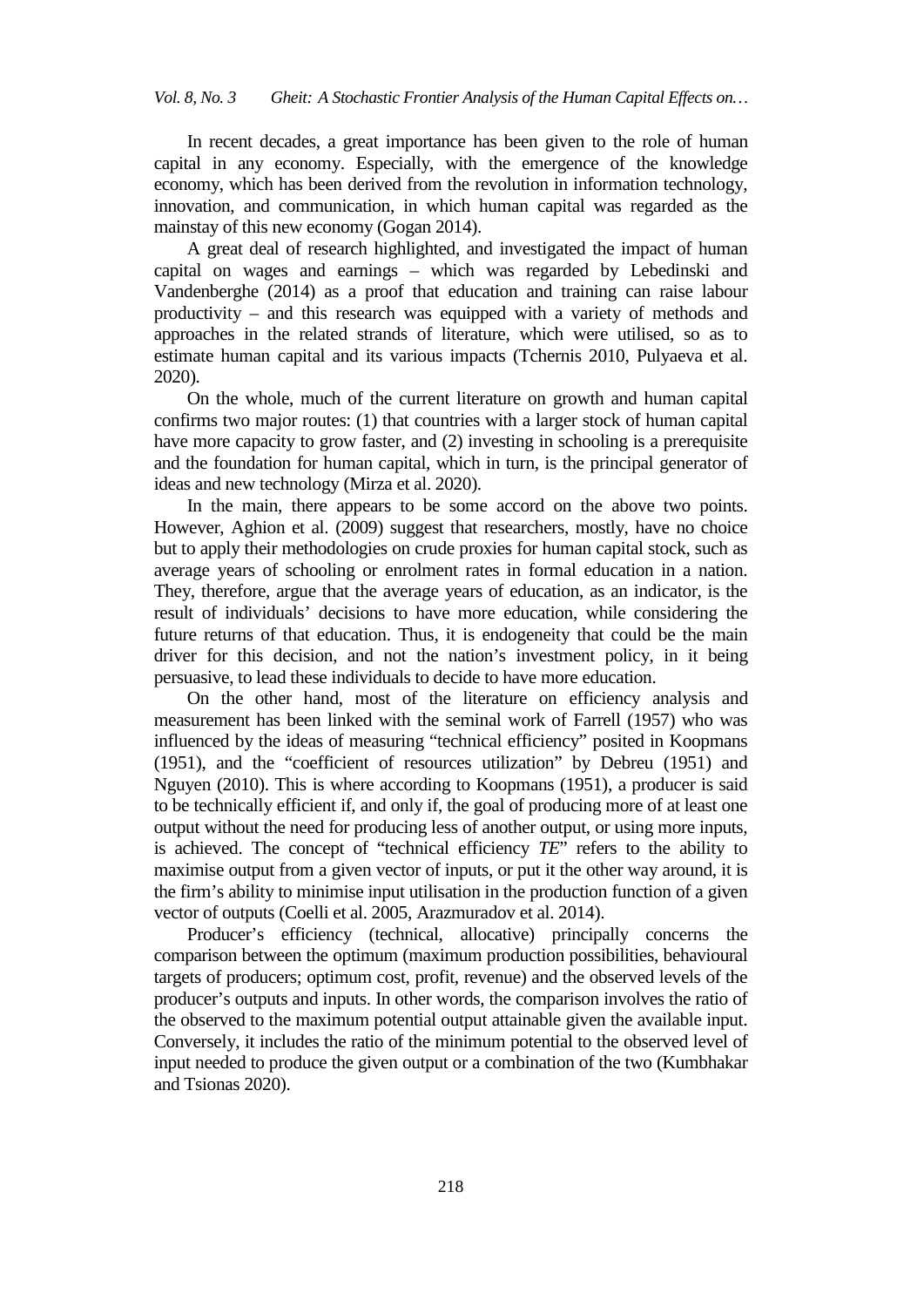In recent decades, a great importance has been given to the role of human capital in any economy. Especially, with the emergence of the knowledge economy, which has been derived from the revolution in information technology, innovation, and communication, in which human capital was regarded as the mainstay of this new economy (Gogan 2014).

A great deal of research highlighted, and investigated the impact of human capital on wages and earnings – which was regarded by Lebedinski and Vandenberghe (2014) as a proof that education and training can raise labour productivity – and this research was equipped with a variety of methods and approaches in the related strands of literature, which were utilised, so as to estimate human capital and its various impacts (Tchernis 2010, Pulyaeva et al. 2020).

On the whole, much of the current literature on growth and human capital confirms two major routes: (1) that countries with a larger stock of human capital have more capacity to grow faster, and (2) investing in schooling is a prerequisite and the foundation for human capital, which in turn, is the principal generator of ideas and new technology (Mirza et al. 2020).

In the main, there appears to be some accord on the above two points. However, Aghion et al. (2009) suggest that researchers, mostly, have no choice but to apply their methodologies on crude proxies for human capital stock, such as average years of schooling or enrolment rates in formal education in a nation. They, therefore, argue that the average years of education, as an indicator, is the result of individuals' decisions to have more education, while considering the future returns of that education. Thus, it is endogeneity that could be the main driver for this decision, and not the nation's investment policy, in it being persuasive, to lead these individuals to decide to have more education.

On the other hand, most of the literature on efficiency analysis and measurement has been linked with the seminal work of Farrell (1957) who was influenced by the ideas of measuring "technical efficiency" posited in Koopmans (1951), and the "coefficient of resources utilization" by Debreu (1951) and Nguyen (2010). This is where according to Koopmans (1951), a producer is said to be technically efficient if, and only if, the goal of producing more of at least one output without the need for producing less of another output, or using more inputs, is achieved. The concept of "technical efficiency *TE*" refers to the ability to maximise output from a given vector of inputs, or put it the other way around, it is the firm's ability to minimise input utilisation in the production function of a given vector of outputs (Coelli et al. 2005, Arazmuradov et al. 2014).

Producer's efficiency (technical, allocative) principally concerns the comparison between the optimum (maximum production possibilities, behavioural targets of producers; optimum cost, profit, revenue) and the observed levels of the producer's outputs and inputs. In other words, the comparison involves the ratio of the observed to the maximum potential output attainable given the available input. Conversely, it includes the ratio of the minimum potential to the observed level of input needed to produce the given output or a combination of the two (Kumbhakar and Tsionas 2020).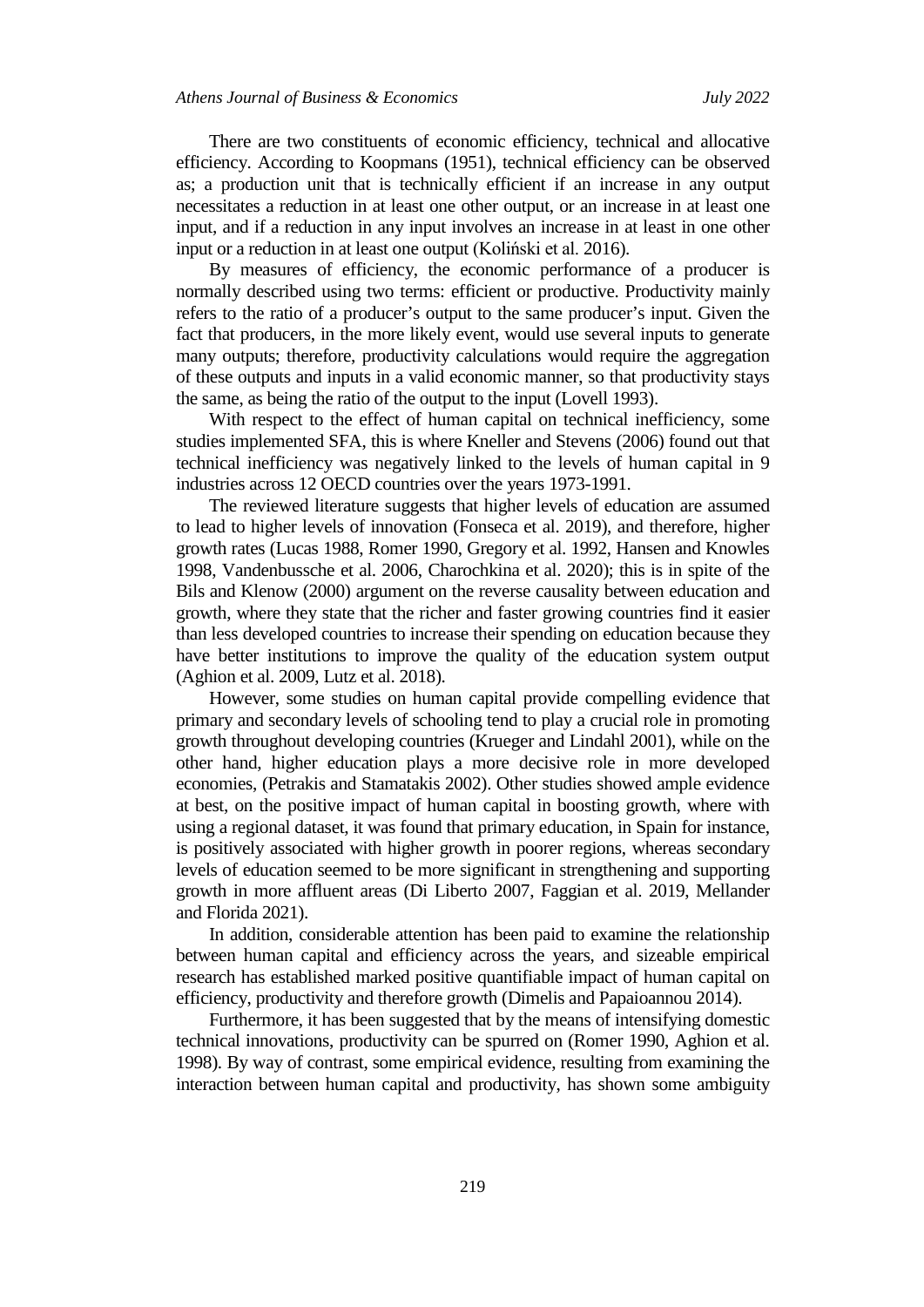There are two constituents of economic efficiency, technical and allocative efficiency. According to Koopmans (1951), technical efficiency can be observed as; a production unit that is technically efficient if an increase in any output necessitates a reduction in at least one other output, or an increase in at least one input, and if a reduction in any input involves an increase in at least in one other input or a reduction in at least one output (Koliński et al. 2016).

By measures of efficiency, the economic performance of a producer is normally described using two terms: efficient or productive. Productivity mainly refers to the ratio of a producer's output to the same producer's input. Given the fact that producers, in the more likely event, would use several inputs to generate many outputs; therefore, productivity calculations would require the aggregation of these outputs and inputs in a valid economic manner, so that productivity stays the same, as being the ratio of the output to the input (Lovell 1993).

With respect to the effect of human capital on technical inefficiency, some studies implemented SFA, this is where Kneller and Stevens (2006) found out that technical inefficiency was negatively linked to the levels of human capital in 9 industries across 12 OECD countries over the years 1973-1991.

The reviewed literature suggests that higher levels of education are assumed to lead to higher levels of innovation (Fonseca et al. 2019), and therefore, higher growth rates (Lucas 1988, Romer 1990, Gregory et al. 1992, Hansen and Knowles 1998, Vandenbussche et al. 2006, Charochkina et al. 2020); this is in spite of the Bils and Klenow (2000) argument on the reverse causality between education and growth, where they state that the richer and faster growing countries find it easier than less developed countries to increase their spending on education because they have better institutions to improve the quality of the education system output (Aghion et al. 2009, Lutz et al. 2018).

However, some studies on human capital provide compelling evidence that primary and secondary levels of schooling tend to play a crucial role in promoting growth throughout developing countries (Krueger and Lindahl 2001), while on the other hand, higher education plays a more decisive role in more developed economies, (Petrakis and Stamatakis 2002). Other studies showed ample evidence at best, on the positive impact of human capital in boosting growth, where with using a regional dataset, it was found that primary education, in Spain for instance, is positively associated with higher growth in poorer regions, whereas secondary levels of education seemed to be more significant in strengthening and supporting growth in more affluent areas (Di Liberto 2007, Faggian et al. 2019, Mellander and Florida 2021).

In addition, considerable attention has been paid to examine the relationship between human capital and efficiency across the years, and sizeable empirical research has established marked positive quantifiable impact of human capital on efficiency, productivity and therefore growth (Dimelis and Papaioannou 2014).

Furthermore, it has been suggested that by the means of intensifying domestic technical innovations, productivity can be spurred on (Romer 1990, Aghion et al. 1998). By way of contrast, some empirical evidence, resulting from examining the interaction between human capital and productivity, has shown some ambiguity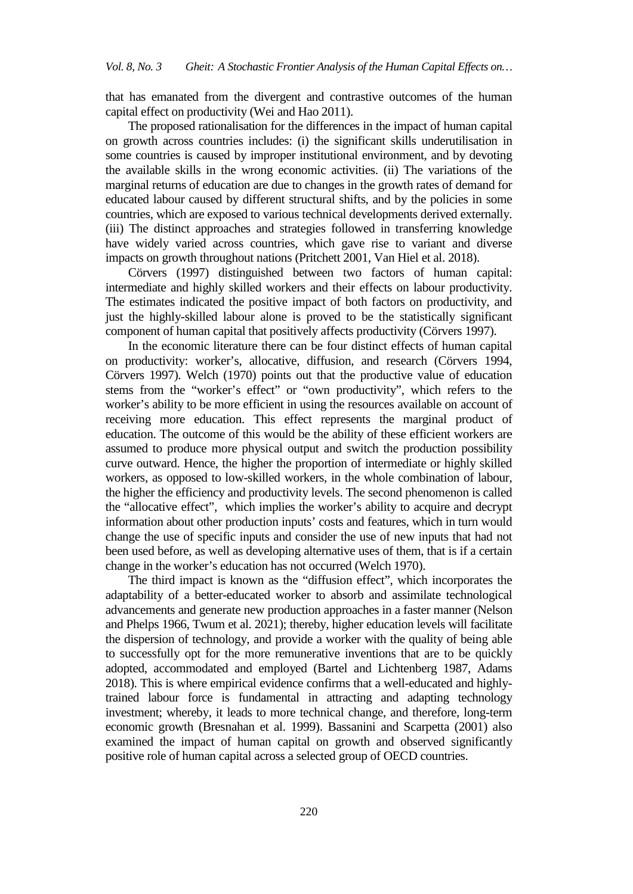that has emanated from the divergent and contrastive outcomes of the human capital effect on productivity (Wei and Hao 2011).

The proposed rationalisation for the differences in the impact of human capital on growth across countries includes: (i) the significant skills underutilisation in some countries is caused by improper institutional environment, and by devoting the available skills in the wrong economic activities. (ii) The variations of the marginal returns of education are due to changes in the growth rates of demand for educated labour caused by different structural shifts, and by the policies in some countries, which are exposed to various technical developments derived externally. (iii) The distinct approaches and strategies followed in transferring knowledge have widely varied across countries, which gave rise to variant and diverse impacts on growth throughout nations (Pritchett 2001, Van Hiel et al. 2018).

Cörvers (1997) distinguished between two factors of human capital: intermediate and highly skilled workers and their effects on labour productivity. The estimates indicated the positive impact of both factors on productivity, and just the highly-skilled labour alone is proved to be the statistically significant component of human capital that positively affects productivity (Cörvers 1997).

In the economic literature there can be four distinct effects of human capital on productivity: worker's, allocative, diffusion, and research (Cörvers 1994, Cörvers 1997). Welch (1970) points out that the productive value of education stems from the "worker's effect" or "own productivity", which refers to the worker's ability to be more efficient in using the resources available on account of receiving more education. This effect represents the marginal product of education. The outcome of this would be the ability of these efficient workers are assumed to produce more physical output and switch the production possibility curve outward. Hence, the higher the proportion of intermediate or highly skilled workers, as opposed to low-skilled workers, in the whole combination of labour, the higher the efficiency and productivity levels. The second phenomenon is called the "allocative effect", which implies the worker's ability to acquire and decrypt information about other production inputs' costs and features, which in turn would change the use of specific inputs and consider the use of new inputs that had not been used before, as well as developing alternative uses of them, that is if a certain change in the worker's education has not occurred (Welch 1970).

The third impact is known as the "diffusion effect", which incorporates the adaptability of a better-educated worker to absorb and assimilate technological advancements and generate new production approaches in a faster manner (Nelson and Phelps 1966, Twum et al. 2021); thereby, higher education levels will facilitate the dispersion of technology, and provide a worker with the quality of being able to successfully opt for the more remunerative inventions that are to be quickly adopted, accommodated and employed (Bartel and Lichtenberg 1987, Adams 2018). This is where empirical evidence confirms that a well-educated and highly-trained labour force is fundamental in attracting and adapting technology investment; whereby, it leads to more technical change, and therefore, long-term economic growth (Bresnahan et al. 1999). Bassanini and Scarpetta (2001) also examined the impact of human capital on growth and observed significantly positive role of human capital across a selected group of OECD countries.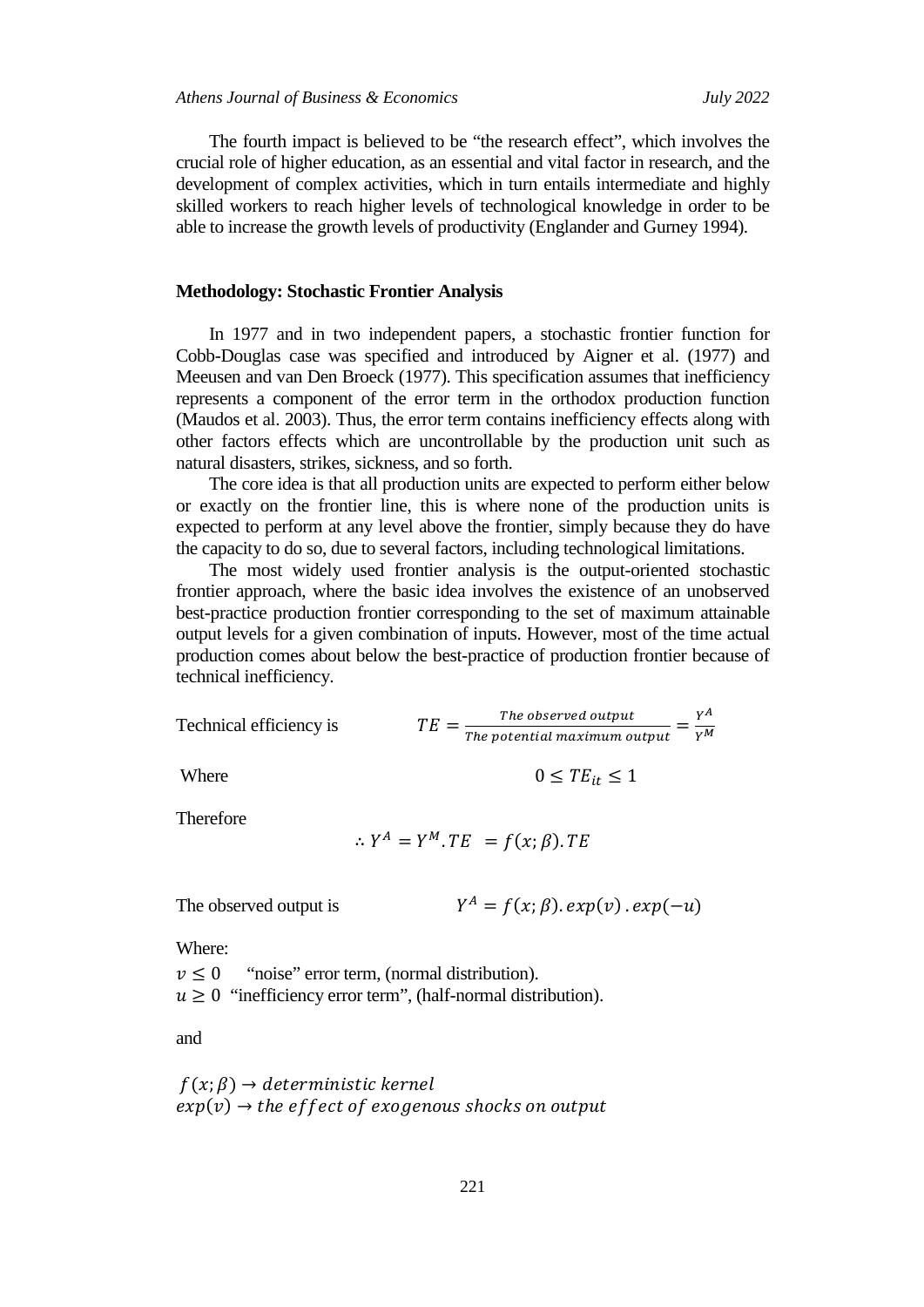The fourth impact is believed to be "the research effect", which involves the crucial role of higher education, as an essential and vital factor in research, and the development of complex activities, which in turn entails intermediate and highly skilled workers to reach higher levels of technological knowledge in order to be able to increase the growth levels of productivity (Englander and Gurney 1994).

## Methodology: Stochastic Frontier Analysis

In 1977 and in two independent papers, a stochastic frontier function for Cobb-Douglas case was specified and introduced by Aigner et al. (1977) and Meeusen and van Den Broeck (1977). This specification assumes that inefficiency represents a component of the error term in the orthodox production function (Maudos et al. 2003). Thus, the error term contains inefficiency effects along with other factors effects which are uncontrollable by the production unit such as natural disasters, strikes, sickness, and so forth.

The core idea is that all production units are expected to perform either below or exactly on the frontier line, this is where none of the production units is expected to perform at any level above the frontier, simply because they do have the capacity to do so, due to several factors, including technological limitations.

The most widely used frontier analysis is the output-oriented stochastic frontier approach, where the basic idea involves the existence of an unobserved best-practice production frontier corresponding to the set of maximum attainable output levels for a given combination of inputs. However, most of the time actual production comes about below the best-practice of production frontier because of technical inefficiency.

Technical efficiency is $$TE = \frac{\text{The observed output}}{\text{The potential maximum output}} = \frac{Y^A}{Y^M}$$

Where $$0 \leq TE_{it} \leq 1$$

Therefore

$$\therefore Y^A = Y^M . TE \;\; = f(x; \beta) . TE$$

The observed output is $$Y^A = f(x; \beta) . exp(v) . exp(-u)$$

Where:

$v \leq 0$ "noise" error term, (normal distribution).
$u \geq 0$ "inefficiency error term", (half-normal distribution).

and

$f(x; \beta) \rightarrow deterministic\ kernel$
$exp(v) \rightarrow the\ effect\ of\ exogenous\ shocks\ on\ output$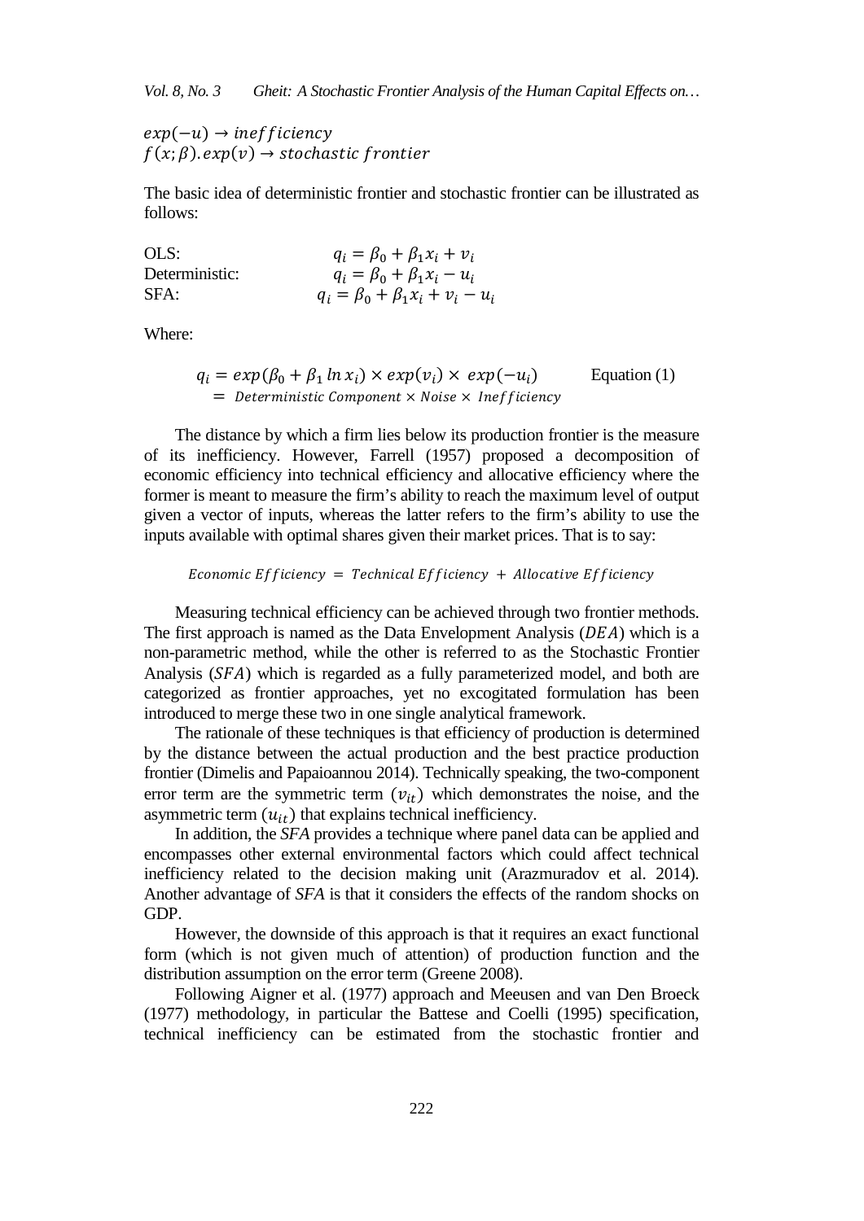$exp(-u) \rightarrow inefficiency$
$f(x;\beta).exp(v) \rightarrow stochastic\ frontier$

The basic idea of deterministic frontier and stochastic frontier can be illustrated as follows:

OLS: $q_i = \beta_0 + \beta_1 x_i + v_i$
Deterministic: $q_i = \beta_0 + \beta_1 x_i - u_i$
SFA: $q_i = \beta_0 + \beta_1 x_i + v_i - u_i$

Where:

$$q_i = exp(\beta_0 + \beta_1 \ln x_i) \times exp(v_i) \times exp(-u_i) \qquad \text{Equation (1)}$$
$$= Deterministic\ Component \times Noise \times Inefficiency$$

The distance by which a firm lies below its production frontier is the measure of its inefficiency. However, Farrell (1957) proposed a decomposition of economic efficiency into technical efficiency and allocative efficiency where the former is meant to measure the firm's ability to reach the maximum level of output given a vector of inputs, whereas the latter refers to the firm's ability to use the inputs available with optimal shares given their market prices. That is to say:

$$Economic\ Efficiency = Technical\ Efficiency + Allocative\ Efficiency$$

Measuring technical efficiency can be achieved through two frontier methods. The first approach is named as the Data Envelopment Analysis ($DEA$) which is a non-parametric method, while the other is referred to as the Stochastic Frontier Analysis ($SFA$) which is regarded as a fully parameterized model, and both are categorized as frontier approaches, yet no excogitated formulation has been introduced to merge these two in one single analytical framework.

The rationale of these techniques is that efficiency of production is determined by the distance between the actual production and the best practice production frontier (Dimelis and Papaioannou 2014). Technically speaking, the two-component error term are the symmetric term $(v_{it})$ which demonstrates the noise, and the asymmetric term $(u_{it})$ that explains technical inefficiency.

In addition, the *SFA* provides a technique where panel data can be applied and encompasses other external environmental factors which could affect technical inefficiency related to the decision making unit (Arazmuradov et al. 2014). Another advantage of *SFA* is that it considers the effects of the random shocks on GDP.

However, the downside of this approach is that it requires an exact functional form (which is not given much of attention) of production function and the distribution assumption on the error term (Greene 2008).

Following Aigner et al. (1977) approach and Meeusen and van Den Broeck (1977) methodology, in particular the Battese and Coelli (1995) specification, technical inefficiency can be estimated from the stochastic frontier and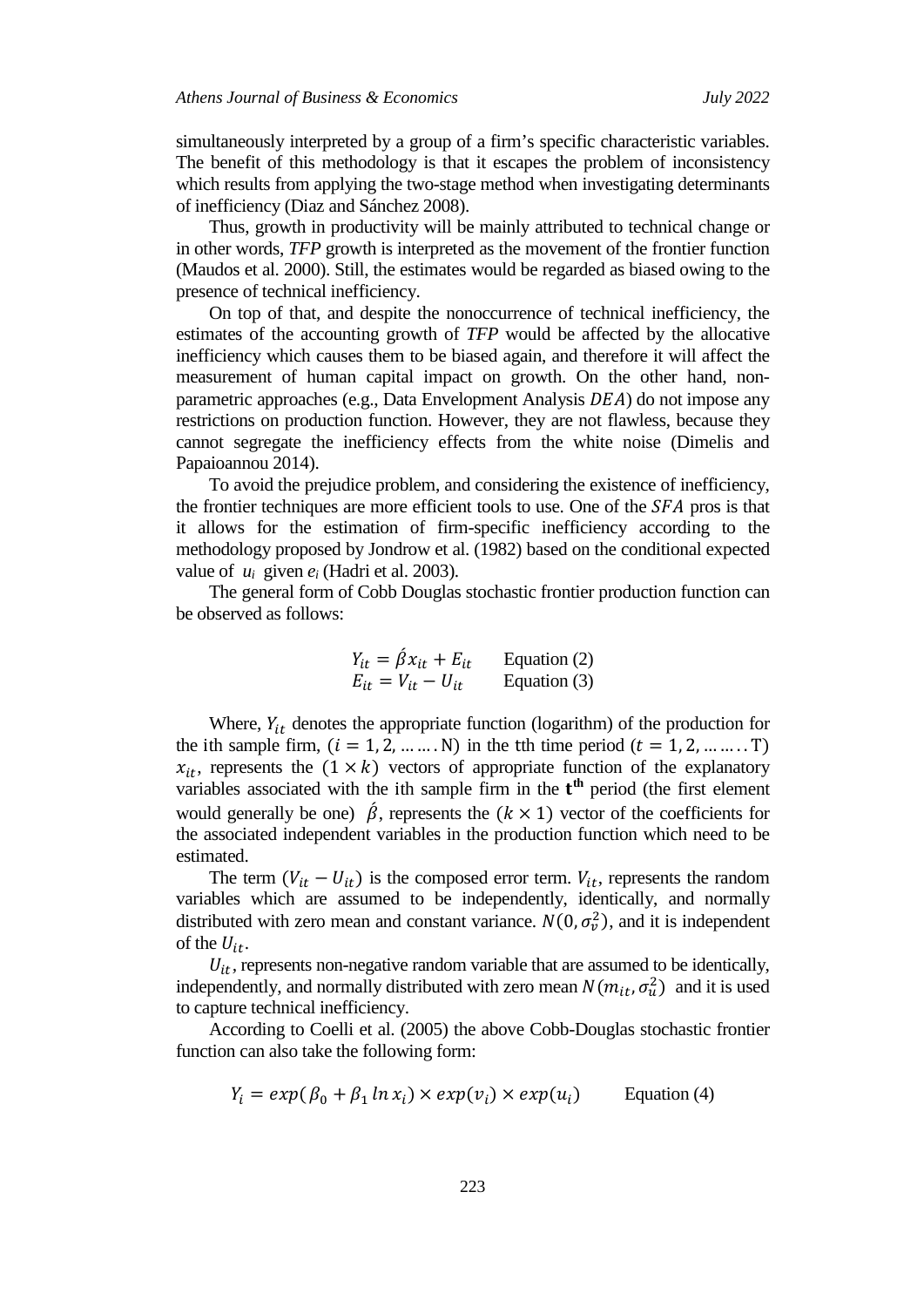simultaneously interpreted by a group of a firm's specific characteristic variables. The benefit of this methodology is that it escapes the problem of inconsistency which results from applying the two-stage method when investigating determinants of inefficiency (Diaz and Sánchez 2008).

Thus, growth in productivity will be mainly attributed to technical change or in other words, *TFP* growth is interpreted as the movement of the frontier function (Maudos et al. 2000). Still, the estimates would be regarded as biased owing to the presence of technical inefficiency.

On top of that, and despite the nonoccurrence of technical inefficiency, the estimates of the accounting growth of *TFP* would be affected by the allocative inefficiency which causes them to be biased again, and therefore it will affect the measurement of human capital impact on growth. On the other hand, non-parametric approaches (e.g., Data Envelopment Analysis $DEA$) do not impose any restrictions on production function. However, they are not flawless, because they cannot segregate the inefficiency effects from the white noise (Dimelis and Papaioannou 2014).

To avoid the prejudice problem, and considering the existence of inefficiency, the frontier techniques are more efficient tools to use. One of the $SFA$ pros is that it allows for the estimation of firm-specific inefficiency according to the methodology proposed by Jondrow et al. (1982) based on the conditional expected value of $u_i$ given $e_i$ (Hadri et al. 2003).

The general form of Cobb Douglas stochastic frontier production function can be observed as follows:

$$Y_{it} = \acute{\beta} x_{it} + E_{it} \qquad \text{Equation (2)}$$

$$E_{it} = V_{it} - U_{it} \qquad \text{Equation (3)}$$

Where, $Y_{it}$ denotes the appropriate function (logarithm) of the production for the ith sample firm, ($i = 1, 2, \ldots\ldots$.N) in the tth time period ($t = 1, 2, \ldots\ldots$..T) $x_{it}$, represents the $(1 \times k)$ vectors of appropriate function of the explanatory variables associated with the ith sample firm in the $\mathbf{t^{th}}$ period (the first element would generally be one) $\acute{\beta}$, represents the $(k \times 1)$ vector of the coefficients for the associated independent variables in the production function which need to be estimated.

The term $(V_{it} - U_{it})$ is the composed error term. $V_{it}$, represents the random variables which are assumed to be independently, identically, and normally distributed with zero mean and constant variance. $N(0, \sigma_v^2)$, and it is independent of the $U_{it}$.

$U_{it}$, represents non-negative random variable that are assumed to be identically, independently, and normally distributed with zero mean $N(m_{it}, \sigma_u^2)$ and it is used to capture technical inefficiency.

According to Coelli et al. (2005) the above Cobb-Douglas stochastic frontier function can also take the following form:

$$Y_i = exp(\beta_0 + \beta_1 \ln x_i) \times exp(v_i) \times exp(u_i) \qquad \text{Equation (4)}$$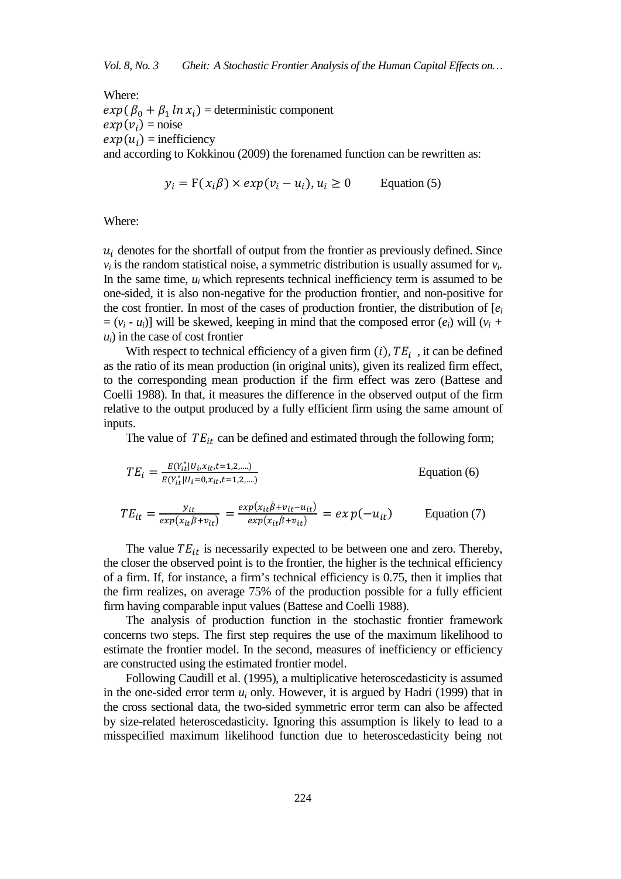Where:

$exp(\beta_0 + \beta_1 \ln x_i)$ = deterministic component

$exp(v_i)$ = noise

$exp(u_i)$ = inefficiency

and according to Kokkinou (2009) the forenamed function can be rewritten as:

$$y_i = \mathrm{F}(x_i\beta) \times exp(v_i - u_i), u_i \geq 0 \qquad \text{Equation (5)}$$

Where:

$u_i$ denotes for the shortfall of output from the frontier as previously defined. Since $v_i$ is the random statistical noise, a symmetric distribution is usually assumed for $v_i$. In the same time, $u_i$ which represents technical inefficiency term is assumed to be one-sided, it is also non-negative for the production frontier, and non-positive for the cost frontier. In most of the cases of production frontier, the distribution of [$e_i = (v_i - u_i)$] will be skewed, keeping in mind that the composed error ($e_i$) will ($v_i + u_i$) in the case of cost frontier

With respect to technical efficiency of a given firm $(i)$, $TE_i$ , it can be defined as the ratio of its mean production (in original units), given its realized firm effect, to the corresponding mean production if the firm effect was zero (Battese and Coelli 1988). In that, it measures the difference in the observed output of the firm relative to the output produced by a fully efficient firm using the same amount of inputs.

The value of $TE_{it}$ can be defined and estimated through the following form;

$$TE_i = \frac{E(Y_{it}^*|U_i, x_{it}, t=1,2,....)}{E(Y_{it}^*|U_i=0, x_{it}, t=1,2,....)} \qquad \text{Equation (6)}$$

$$TE_{it} = \frac{y_{it}}{exp(x_{it}\acute{\beta}+v_{it})} = \frac{exp(x_{it}\acute{\beta}+v_{it}-u_{it})}{exp(x_{it}\acute{\beta}+v_{it})} = exp(-u_{it}) \qquad \text{Equation (7)}$$

The value $TE_{it}$ is necessarily expected to be between one and zero. Thereby, the closer the observed point is to the frontier, the higher is the technical efficiency of a firm. If, for instance, a firm's technical efficiency is 0.75, then it implies that the firm realizes, on average 75% of the production possible for a fully efficient firm having comparable input values (Battese and Coelli 1988).

The analysis of production function in the stochastic frontier framework concerns two steps. The first step requires the use of the maximum likelihood to estimate the frontier model. In the second, measures of inefficiency or efficiency are constructed using the estimated frontier model.

Following Caudill et al. (1995), a multiplicative heteroscedasticity is assumed in the one-sided error term $u_i$ only. However, it is argued by Hadri (1999) that in the cross sectional data, the two-sided symmetric error term can also be affected by size-related heteroscedasticity. Ignoring this assumption is likely to lead to a misspecified maximum likelihood function due to heteroscedasticity being not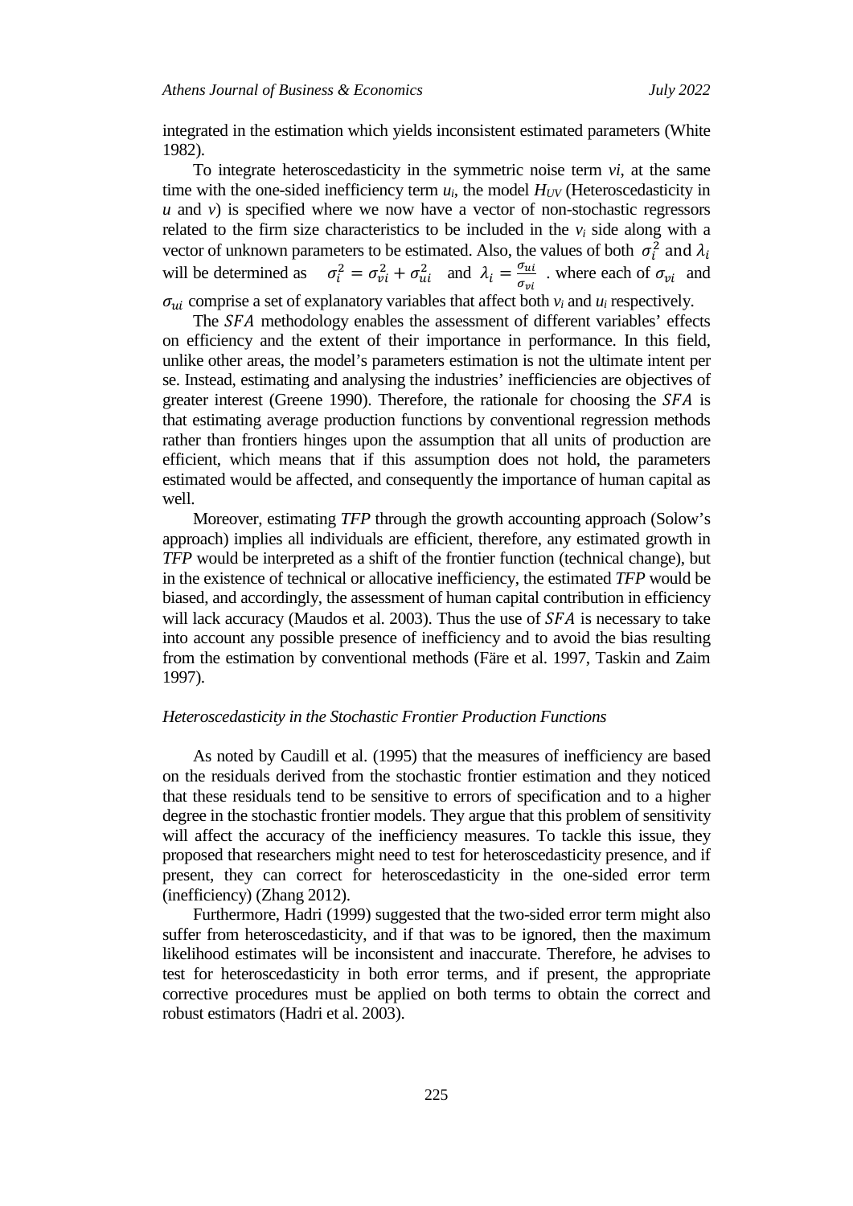integrated in the estimation which yields inconsistent estimated parameters (White 1982).

To integrate heteroscedasticity in the symmetric noise term $v_i$, at the same time with the one-sided inefficiency term $u_i$, the model $H_{UV}$ (Heteroscedasticity in $u$ and $v$) is specified where we now have a vector of non-stochastic regressors related to the firm size characteristics to be included in the $v_i$ side along with a vector of unknown parameters to be estimated. Also, the values of both $\sigma_i^2$ and $\lambda_i$ will be determined as $\sigma_i^2 = \sigma_{vi}^2 + \sigma_{ui}^2$ and $\lambda_i = \frac{\sigma_{ui}}{\sigma_{vi}}$ . where each of $\sigma_{vi}$ and $\sigma_{ui}$ comprise a set of explanatory variables that affect both $v_i$ and $u_i$ respectively.

The $SFA$ methodology enables the assessment of different variables' effects on efficiency and the extent of their importance in performance. In this field, unlike other areas, the model's parameters estimation is not the ultimate intent per se. Instead, estimating and analysing the industries' inefficiencies are objectives of greater interest (Greene 1990). Therefore, the rationale for choosing the $SFA$ is that estimating average production functions by conventional regression methods rather than frontiers hinges upon the assumption that all units of production are efficient, which means that if this assumption does not hold, the parameters estimated would be affected, and consequently the importance of human capital as well.

Moreover, estimating *TFP* through the growth accounting approach (Solow's approach) implies all individuals are efficient, therefore, any estimated growth in *TFP* would be interpreted as a shift of the frontier function (technical change), but in the existence of technical or allocative inefficiency, the estimated *TFP* would be biased, and accordingly, the assessment of human capital contribution in efficiency will lack accuracy (Maudos et al. 2003). Thus the use of $SFA$ is necessary to take into account any possible presence of inefficiency and to avoid the bias resulting from the estimation by conventional methods (Färe et al. 1997, Taskin and Zaim 1997).

### *Heteroscedasticity in the Stochastic Frontier Production Functions*

As noted by Caudill et al. (1995) that the measures of inefficiency are based on the residuals derived from the stochastic frontier estimation and they noticed that these residuals tend to be sensitive to errors of specification and to a higher degree in the stochastic frontier models. They argue that this problem of sensitivity will affect the accuracy of the inefficiency measures. To tackle this issue, they proposed that researchers might need to test for heteroscedasticity presence, and if present, they can correct for heteroscedasticity in the one-sided error term (inefficiency) (Zhang 2012).

Furthermore, Hadri (1999) suggested that the two-sided error term might also suffer from heteroscedasticity, and if that was to be ignored, then the maximum likelihood estimates will be inconsistent and inaccurate. Therefore, he advises to test for heteroscedasticity in both error terms, and if present, the appropriate corrective procedures must be applied on both terms to obtain the correct and robust estimators (Hadri et al. 2003).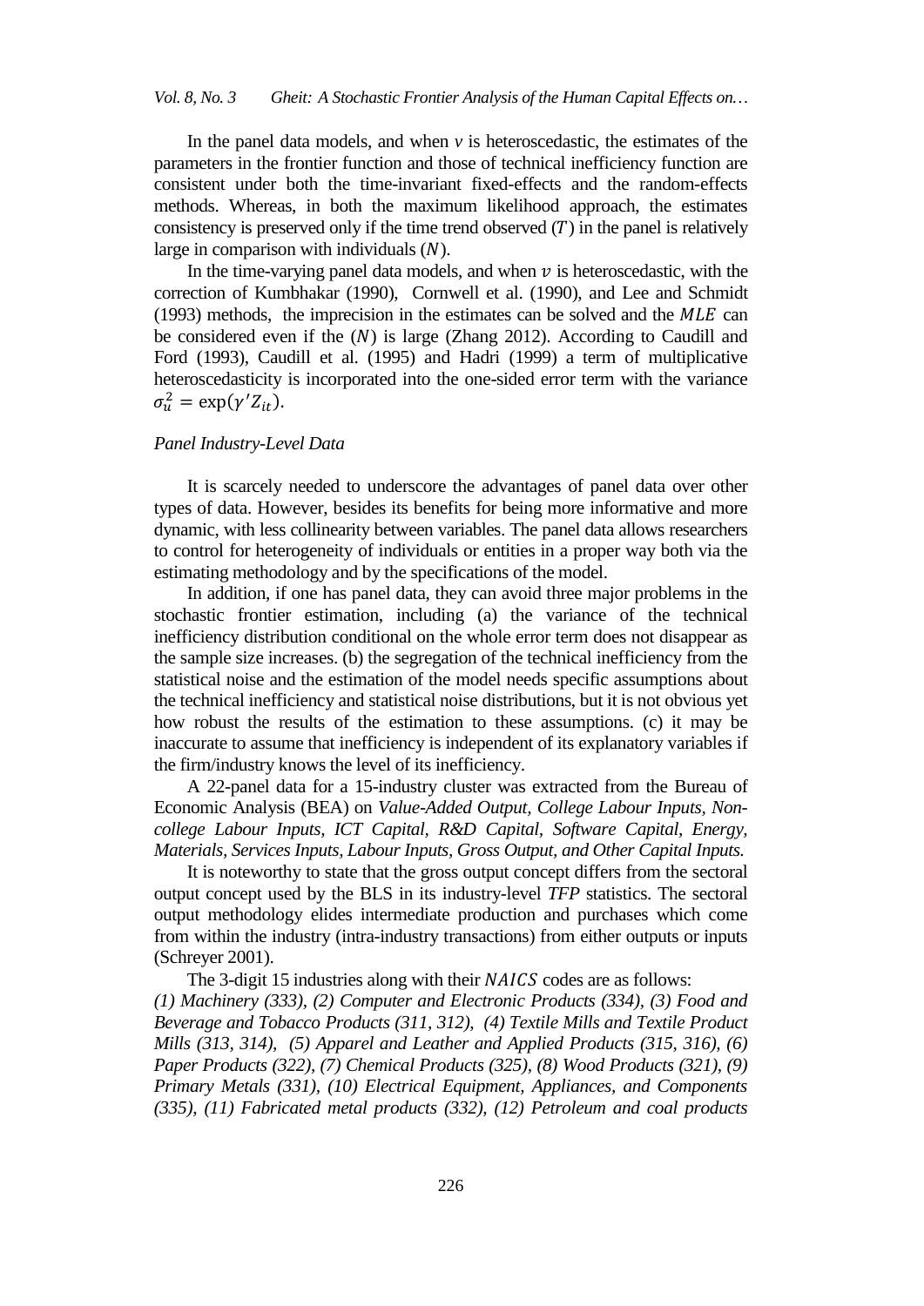In the panel data models, and when $v$ is heteroscedastic, the estimates of the parameters in the frontier function and those of technical inefficiency function are consistent under both the time-invariant fixed-effects and the random-effects methods. Whereas, in both the maximum likelihood approach, the estimates consistency is preserved only if the time trend observed ($T$) in the panel is relatively large in comparison with individuals ($N$).

In the time-varying panel data models, and when $v$ is heteroscedastic, with the correction of Kumbhakar (1990), Cornwell et al. (1990), and Lee and Schmidt (1993) methods, the imprecision in the estimates can be solved and the $MLE$ can be considered even if the ($N$) is large (Zhang 2012). According to Caudill and Ford (1993), Caudill et al. (1995) and Hadri (1999) a term of multiplicative heteroscedasticity is incorporated into the one-sided error term with the variance $\sigma_u^2 = \exp(\gamma' Z_{it})$.

*Panel Industry-Level Data*

It is scarcely needed to underscore the advantages of panel data over other types of data. However, besides its benefits for being more informative and more dynamic, with less collinearity between variables. The panel data allows researchers to control for heterogeneity of individuals or entities in a proper way both via the estimating methodology and by the specifications of the model.

In addition, if one has panel data, they can avoid three major problems in the stochastic frontier estimation, including (a) the variance of the technical inefficiency distribution conditional on the whole error term does not disappear as the sample size increases. (b) the segregation of the technical inefficiency from the statistical noise and the estimation of the model needs specific assumptions about the technical inefficiency and statistical noise distributions, but it is not obvious yet how robust the results of the estimation to these assumptions. (c) it may be inaccurate to assume that inefficiency is independent of its explanatory variables if the firm/industry knows the level of its inefficiency.

A 22-panel data for a 15-industry cluster was extracted from the Bureau of Economic Analysis (BEA) on *Value-Added Output, College Labour Inputs, Non-college Labour Inputs, ICT Capital, R&D Capital, Software Capital, Energy, Materials, Services Inputs, Labour Inputs, Gross Output, and Other Capital Inputs.*

It is noteworthy to state that the gross output concept differs from the sectoral output concept used by the BLS in its industry-level *TFP* statistics. The sectoral output methodology elides intermediate production and purchases which come from within the industry (intra-industry transactions) from either outputs or inputs (Schreyer 2001).

The 3-digit 15 industries along with their $NAICS$ codes are as follows: *(1) Machinery (333), (2) Computer and Electronic Products (334), (3) Food and Beverage and Tobacco Products (311, 312), (4) Textile Mills and Textile Product Mills (313, 314), (5) Apparel and Leather and Applied Products (315, 316), (6) Paper Products (322), (7) Chemical Products (325), (8) Wood Products (321), (9) Primary Metals (331), (10) Electrical Equipment, Appliances, and Components (335), (11) Fabricated metal products (332), (12) Petroleum and coal products*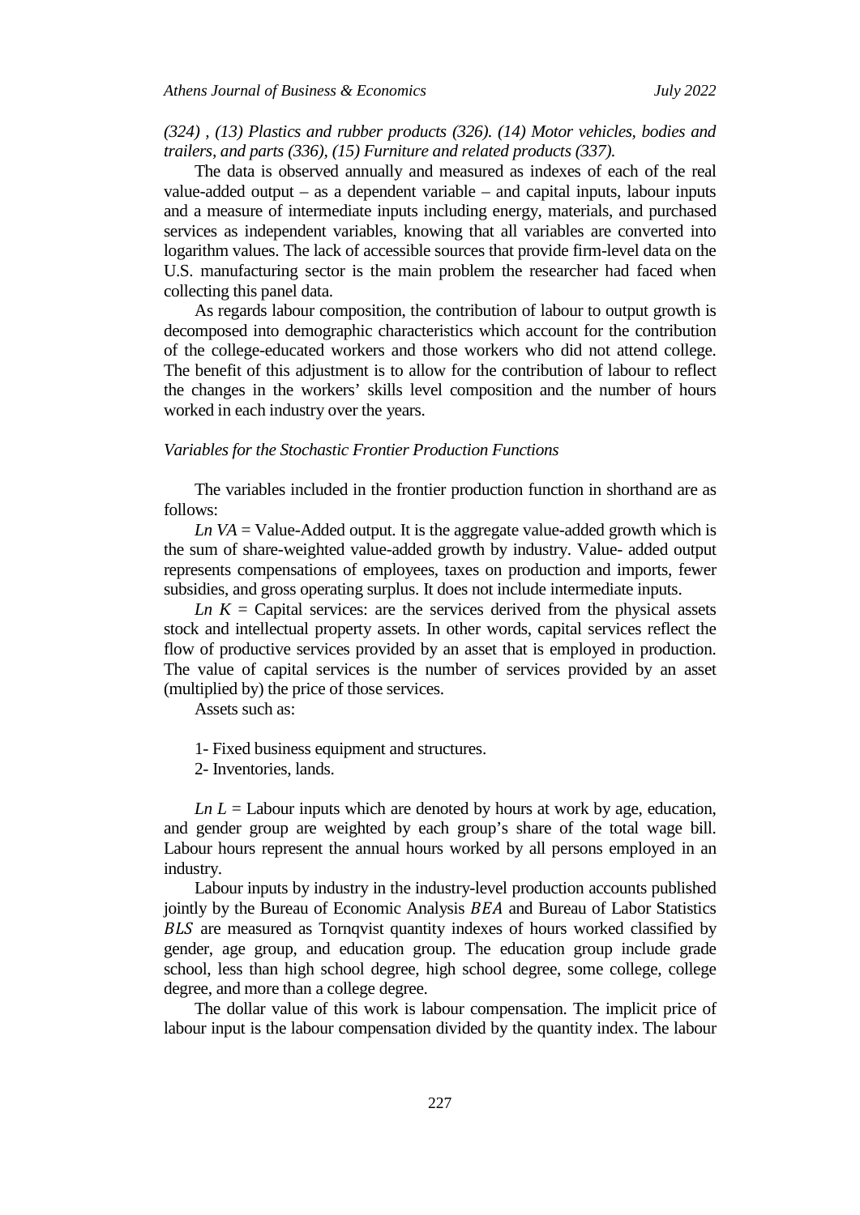*(324) , (13) Plastics and rubber products (326). (14) Motor vehicles, bodies and trailers, and parts (336), (15) Furniture and related products (337).*

The data is observed annually and measured as indexes of each of the real value-added output – as a dependent variable – and capital inputs, labour inputs and a measure of intermediate inputs including energy, materials, and purchased services as independent variables, knowing that all variables are converted into logarithm values. The lack of accessible sources that provide firm-level data on the U.S. manufacturing sector is the main problem the researcher had faced when collecting this panel data.

As regards labour composition, the contribution of labour to output growth is decomposed into demographic characteristics which account for the contribution of the college-educated workers and those workers who did not attend college. The benefit of this adjustment is to allow for the contribution of labour to reflect the changes in the workers' skills level composition and the number of hours worked in each industry over the years.

### *Variables for the Stochastic Frontier Production Functions*

The variables included in the frontier production function in shorthand are as follows:

*Ln VA* = Value-Added output. It is the aggregate value-added growth which is the sum of share-weighted value-added growth by industry. Value- added output represents compensations of employees, taxes on production and imports, fewer subsidies, and gross operating surplus. It does not include intermediate inputs.

*Ln K* = Capital services: are the services derived from the physical assets stock and intellectual property assets. In other words, capital services reflect the flow of productive services provided by an asset that is employed in production. The value of capital services is the number of services provided by an asset (multiplied by) the price of those services.

Assets such as:

1- Fixed business equipment and structures.

2- Inventories, lands.

*Ln L* = Labour inputs which are denoted by hours at work by age, education, and gender group are weighted by each group's share of the total wage bill. Labour hours represent the annual hours worked by all persons employed in an industry.

Labour inputs by industry in the industry-level production accounts published jointly by the Bureau of Economic Analysis $BEA$ and Bureau of Labor Statistics $BLS$ are measured as Tornqvist quantity indexes of hours worked classified by gender, age group, and education group. The education group include grade school, less than high school degree, high school degree, some college, college degree, and more than a college degree.

The dollar value of this work is labour compensation. The implicit price of labour input is the labour compensation divided by the quantity index. The labour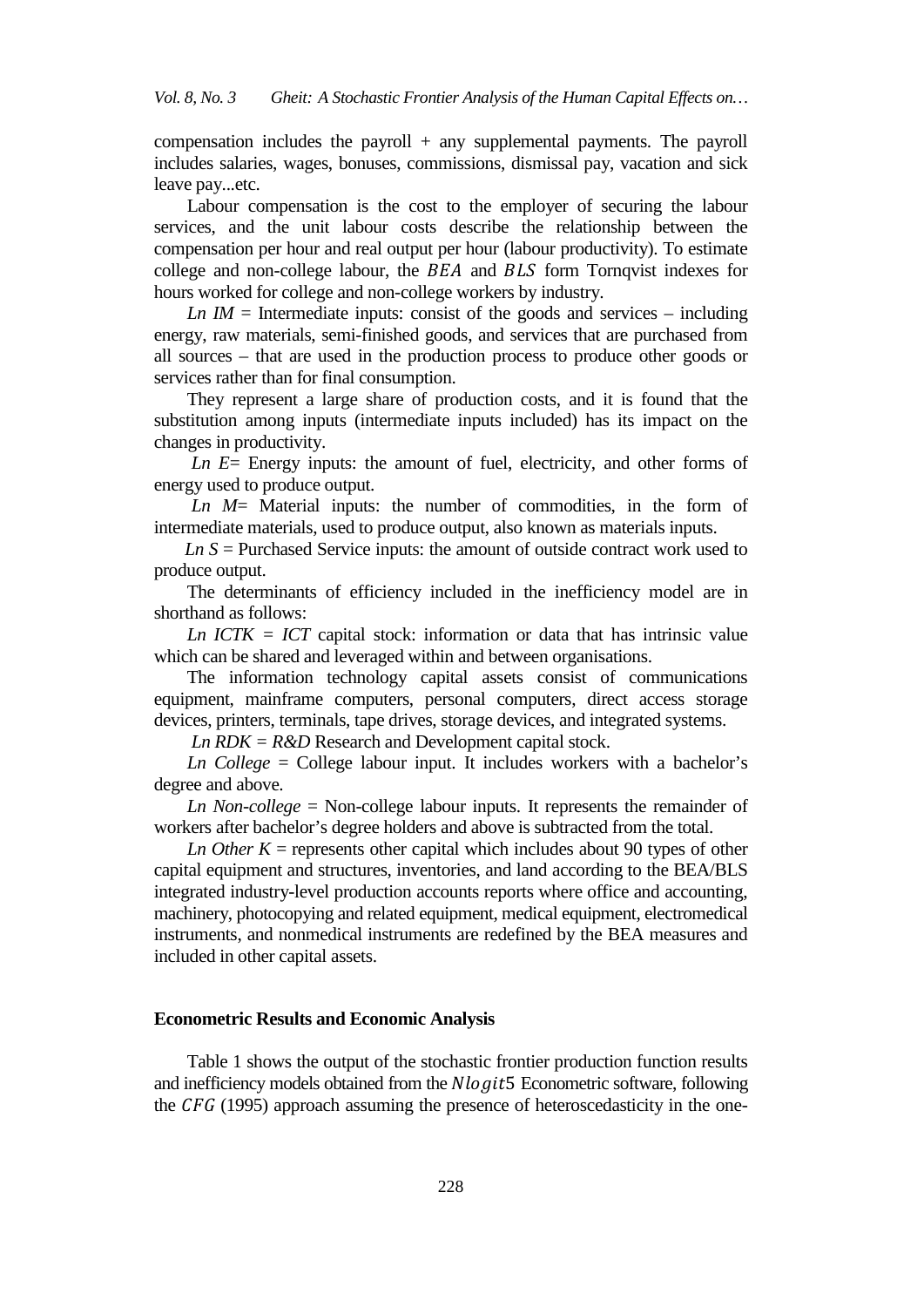compensation includes the payroll + any supplemental payments. The payroll includes salaries, wages, bonuses, commissions, dismissal pay, vacation and sick leave pay...etc.

Labour compensation is the cost to the employer of securing the labour services, and the unit labour costs describe the relationship between the compensation per hour and real output per hour (labour productivity). To estimate college and non-college labour, the $BEA$ and $BLS$ form Tornqvist indexes for hours worked for college and non-college workers by industry.

*Ln IM* = Intermediate inputs: consist of the goods and services – including energy, raw materials, semi-finished goods, and services that are purchased from all sources – that are used in the production process to produce other goods or services rather than for final consumption.

They represent a large share of production costs, and it is found that the substitution among inputs (intermediate inputs included) has its impact on the changes in productivity.

*Ln E*= Energy inputs: the amount of fuel, electricity, and other forms of energy used to produce output.

*Ln M*= Material inputs: the number of commodities, in the form of intermediate materials, used to produce output, also known as materials inputs.

*Ln S* = Purchased Service inputs: the amount of outside contract work used to produce output.

The determinants of efficiency included in the inefficiency model are in shorthand as follows:

*Ln ICTK = ICT* capital stock: information or data that has intrinsic value which can be shared and leveraged within and between organisations.

The information technology capital assets consist of communications equipment, mainframe computers, personal computers, direct access storage devices, printers, terminals, tape drives, storage devices, and integrated systems.

*Ln RDK = R&D* Research and Development capital stock.

*Ln College* = College labour input. It includes workers with a bachelor's degree and above.

*Ln Non-college* = Non-college labour inputs. It represents the remainder of workers after bachelor's degree holders and above is subtracted from the total.

*Ln Other K* = represents other capital which includes about 90 types of other capital equipment and structures, inventories, and land according to the BEA/BLS integrated industry-level production accounts reports where office and accounting, machinery, photocopying and related equipment, medical equipment, electromedical instruments, and nonmedical instruments are redefined by the BEA measures and included in other capital assets.

## Econometric Results and Economic Analysis

Table 1 shows the output of the stochastic frontier production function results and inefficiency models obtained from the $Nlogit5$ Econometric software, following the $CFG$ (1995) approach assuming the presence of heteroscedasticity in the one-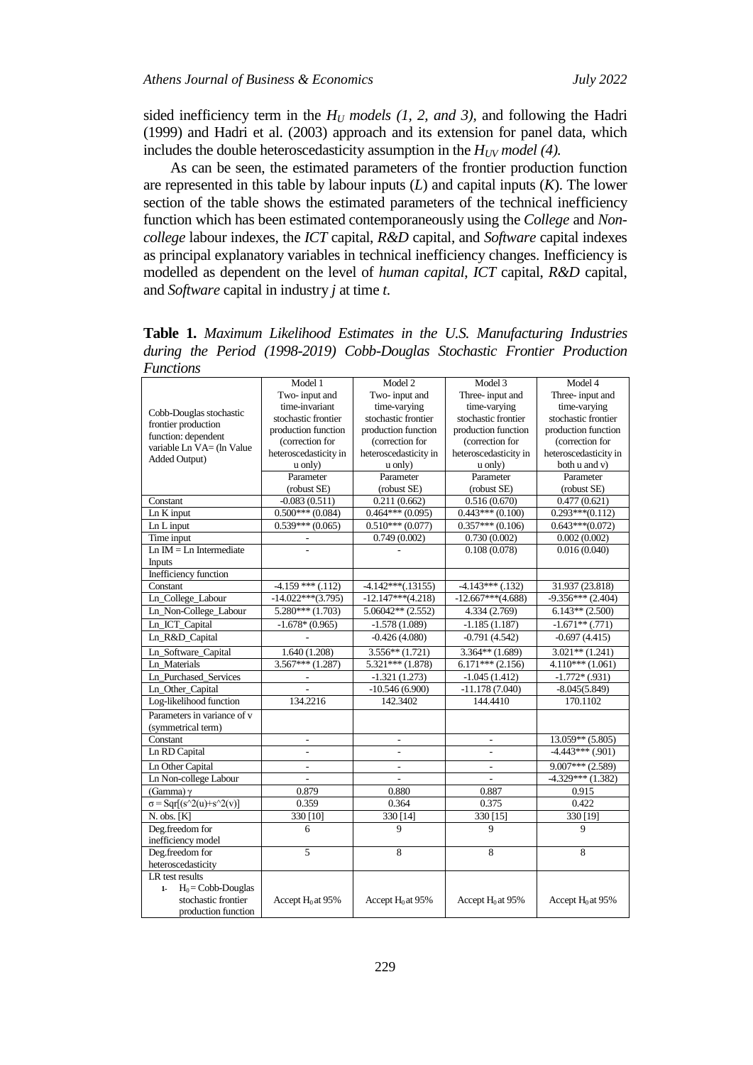sided inefficiency term in the $H_U$ *models (1, 2, and 3),* and following the Hadri (1999) and Hadri et al. (2003) approach and its extension for panel data, which includes the double heteroscedasticity assumption in the $H_{UV}$ *model (4).*

As can be seen, the estimated parameters of the frontier production function are represented in this table by labour inputs (*L*) and capital inputs (*K*). The lower section of the table shows the estimated parameters of the technical inefficiency function which has been estimated contemporaneously using the *College* and *Non-college* labour indexes, the *ICT* capital, *R&D* capital, and *Software* capital indexes as principal explanatory variables in technical inefficiency changes. Inefficiency is modelled as dependent on the level of *human capital*, *ICT* capital, *R&D* capital, and *Software* capital in industry *j* at time *t*.

**Table 1.** *Maximum Likelihood Estimates in the U.S. Manufacturing Industries during the Period (1998-2019) Cobb-Douglas Stochastic Frontier Production Functions*

| Cobb-Douglas stochastic frontier production function: dependent variable Ln VA= (ln Value Added Output) | Model 1 Two- input and time-invariant stochastic frontier production function (correction for heteroscedasticity in u only) | Model 2 Two- input and time-varying stochastic frontier production function (correction for heteroscedasticity in u only) | Model 3 Three- input and time-varying stochastic frontier production function (correction for heteroscedasticity in u only) | Model 4 Three- input and time-varying stochastic frontier production function (correction for heteroscedasticity in both u and v) |
|---|---|---|---|---|
| | Parameter (robust SE) | Parameter (robust SE) | Parameter (robust SE) | Parameter (robust SE) |
| Constant | -0.083 (0.511) | 0.211 (0.662) | 0.516 (0.670) | 0.477 (0.621) |
| Ln K input | 0.500*** (0.084) | 0.464*** (0.095) | 0.443*** (0.100) | 0.293***(0.112) |
| Ln L input | 0.539*** (0.065) | 0.510*** (0.077) | 0.357*** (0.106) | 0.643***(0.072) |
| Time input | - | 0.749 (0.002) | 0.730 (0.002) | 0.002 (0.002) |
| Ln IM = Ln Intermediate Inputs | - | - | 0.108 (0.078) | 0.016 (0.040) |
| Inefficiency function | | | | |
| Constant | -4.159 *** (.112) | -4.142***(.13155) | -4.143*** (.132) | 31.937 (23.818) |
| Ln_College_Labour | -14.022***(3.795) | -12.147***(4.218) | -12.667***(4.688) | -9.356*** (2.404) |
| Ln_Non-College_Labour | 5.280*** (1.703) | 5.06042** (2.552) | 4.334 (2.769) | 6.143** (2.500) |
| Ln_ICT_Capital | -1.678* (0.965) | -1.578 (1.089) | -1.185 (1.187) | -1.671** (.771) |
| Ln_R&D_Capital | - | -0.426 (4.080) | -0.791 (4.542) | -0.697 (4.415) |
| Ln_Software_Capital | 1.640 (1.208) | 3.556** (1.721) | 3.364** (1.689) | 3.021** (1.241) |
| Ln_Materials | 3.567*** (1.287) | 5.321*** (1.878) | 6.171*** (2.156) | 4.110*** (1.061) |
| Ln_Purchased_Services | - | -1.321 (1.273) | -1.045 (1.412) | -1.772* (.931) |
| Ln_Other_Capital | - | -10.546 (6.900) | -11.178 (7.040) | -8.045(5.849) |
| Log-likelihood function | 134.2216 | 142.3402 | 144.4410 | 170.1102 |
| Parameters in variance of v (symmetrical term) | | | | |
| Constant | - | - | - | 13.059** (5.805) |
| Ln RD Capital | - | - | - | -4.443*** (.901) |
| Ln Other Capital | - | - | - | 9.007*** (2.589) |
| Ln Non-college Labour | - | - | - | -4.329*** (1.382) |
| (Gamma) $\gamma$ | 0.879 | 0.880 | 0.887 | 0.915 |
| $\sigma = Sqr[(s^2(u)+s^2(v)]$ | 0.359 | 0.364 | 0.375 | 0.422 |
| N. obs. [K] | 330 [10] | 330 [14] | 330 [15] | 330 [19] |
| Deg.freedom for inefficiency model | 6 | 9 | 9 | 9 |
| Deg.freedom for heteroscedasticity | 5 | 8 | 8 | 8 |
| LR test results 1- $H_0$ = Cobb-Douglas stochastic frontier production function | Accept $H_0$ at 95% | Accept $H_0$ at 95% | Accept $H_0$ at 95% | Accept $H_0$ at 95% |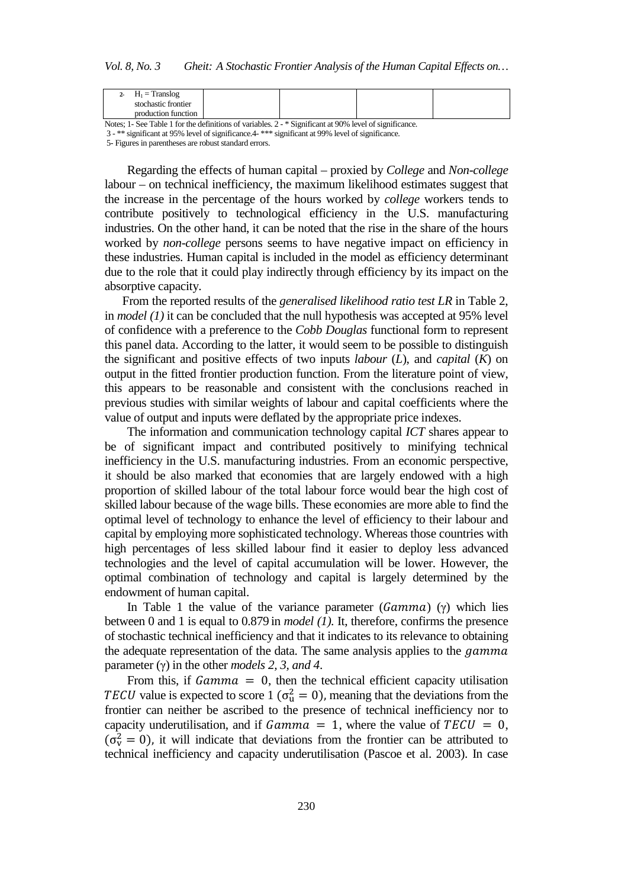| 2- $H_1$ = Translog stochastic frontier production function | | | | |
|---|---|---|---|---|

Notes; 1- See Table 1 for the definitions of variables. 2 - * Significant at 90% level of significance.
3 - ** significant at 95% level of significance.4- *** significant at 99% level of significance.
5- Figures in parentheses are robust standard errors.

Regarding the effects of human capital – proxied by *College* and *Non-college* labour – on technical inefficiency, the maximum likelihood estimates suggest that the increase in the percentage of the hours worked by *college* workers tends to contribute positively to technological efficiency in the U.S. manufacturing industries. On the other hand, it can be noted that the rise in the share of the hours worked by *non-college* persons seems to have negative impact on efficiency in these industries. Human capital is included in the model as efficiency determinant due to the role that it could play indirectly through efficiency by its impact on the absorptive capacity.

From the reported results of the *generalised likelihood ratio test LR* in Table 2, in *model (1)* it can be concluded that the null hypothesis was accepted at 95% level of confidence with a preference to the *Cobb Douglas* functional form to represent this panel data. According to the latter, it would seem to be possible to distinguish the significant and positive effects of two inputs *labour* (*L*), and *capital* (*K*) on output in the fitted frontier production function. From the literature point of view, this appears to be reasonable and consistent with the conclusions reached in previous studies with similar weights of labour and capital coefficients where the value of output and inputs were deflated by the appropriate price indexes.

The information and communication technology capital *ICT* shares appear to be of significant impact and contributed positively to minifying technical inefficiency in the U.S. manufacturing industries. From an economic perspective, it should be also marked that economies that are largely endowed with a high proportion of skilled labour of the total labour force would bear the high cost of skilled labour because of the wage bills. These economies are more able to find the optimal level of technology to enhance the level of efficiency to their labour and capital by employing more sophisticated technology. Whereas those countries with high percentages of less skilled labour find it easier to deploy less advanced technologies and the level of capital accumulation will be lower. However, the optimal combination of technology and capital is largely determined by the endowment of human capital.

In Table 1 the value of the variance parameter ($Gamma$) (γ) which lies between 0 and 1 is equal to 0.879 in *model (1).* It, therefore, confirms the presence of stochastic technical inefficiency and that it indicates to its relevance to obtaining the adequate representation of the data. The same analysis applies to the $gamma$ parameter (γ) in the other *models 2, 3, and 4*.

From this, if $Gamma = 0$, then the technical efficient capacity utilisation $TECU$ value is expected to score 1 ($\sigma_u^2 = 0$), meaning that the deviations from the frontier can neither be ascribed to the presence of technical inefficiency nor to capacity underutilisation, and if $Gamma = 1$, where the value of $TECU = 0$, ($\sigma_v^2 = 0$), it will indicate that deviations from the frontier can be attributed to technical inefficiency and capacity underutilisation (Pascoe et al. 2003). In case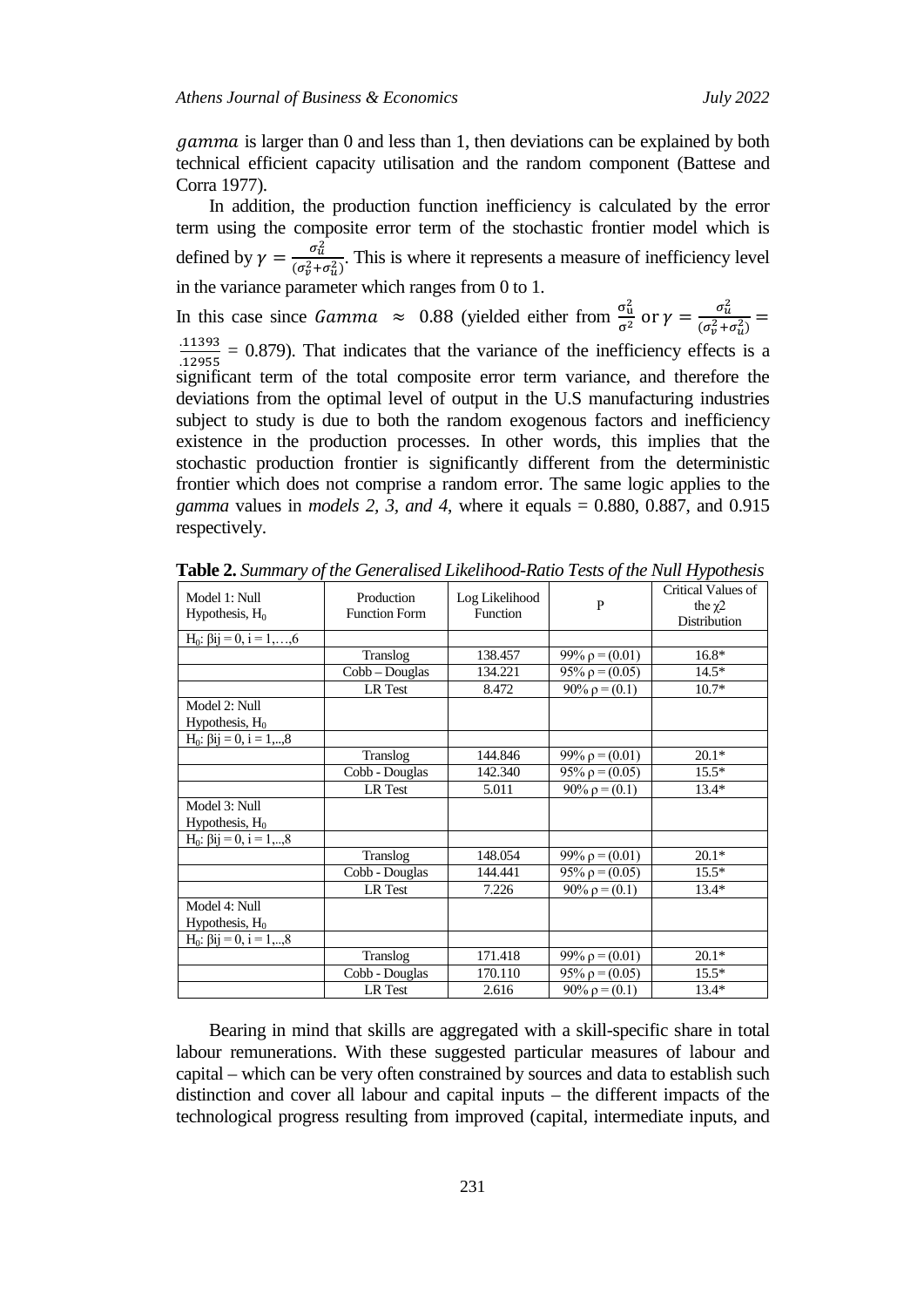*gamma* is larger than 0 and less than 1, then deviations can be explained by both technical efficient capacity utilisation and the random component (Battese and Corra 1977).

In addition, the production function inefficiency is calculated by the error term using the composite error term of the stochastic frontier model which is defined by $\gamma = \frac{\sigma_u^2}{(\sigma_v^2+\sigma_u^2)}$. This is where it represents a measure of inefficiency level in the variance parameter which ranges from 0 to 1.

In this case since $Gamma \approx 0.88$ (yielded either from $\frac{\sigma_u^2}{\sigma^2}$ or $\gamma = \frac{\sigma_u^2}{(\sigma_v^2+\sigma_u^2)} = \frac{.11393}{.12955}$ = 0.879). That indicates that the variance of the inefficiency effects is a significant term of the total composite error term variance, and therefore the deviations from the optimal level of output in the U.S manufacturing industries subject to study is due to both the random exogenous factors and inefficiency existence in the production processes. In other words, this implies that the stochastic production frontier is significantly different from the deterministic frontier which does not comprise a random error. The same logic applies to the *gamma* values in *models 2, 3, and 4*, where it equals = 0.880, 0.887, and 0.915 respectively.

**Table 2.** *Summary of the Generalised Likelihood-Ratio Tests of the Null Hypothesis*

| Model 1: Null Hypothesis, $H_0$ | Production Function Form | Log Likelihood Function | P | Critical Values of the $\chi 2$ Distribution |
|---|---|---|---|---|
| $H_0$: $\beta ij = 0$, $i = 1,\ldots,6$ | | | | |
| | Translog | 138.457 | 99% $\rho = (0.01)$ | 16.8* |
| | Cobb – Douglas | 134.221 | 95% $\rho = (0.05)$ | 14.5* |
| | LR Test | 8.472 | 90% $\rho = (0.1)$ | 10.7* |
| Model 2: Null Hypothesis, $H_0$ | | | | |
| $H_0$: $\beta ij = 0$, $i = 1,..,8$ | | | | |
| | Translog | 144.846 | 99% $\rho = (0.01)$ | 20.1* |
| | Cobb - Douglas | 142.340 | 95% $\rho = (0.05)$ | 15.5* |
| | LR Test | 5.011 | 90% $\rho = (0.1)$ | 13.4* |
| Model 3: Null Hypothesis, $H_0$ | | | | |
| $H_0$: $\beta ij = 0$, $i = 1,..,8$ | | | | |
| | Translog | 148.054 | 99% $\rho = (0.01)$ | 20.1* |
| | Cobb - Douglas | 144.441 | 95% $\rho = (0.05)$ | 15.5* |
| | LR Test | 7.226 | 90% $\rho = (0.1)$ | 13.4* |
| Model 4: Null Hypothesis, $H_0$ | | | | |
| $H_0$: $\beta ij = 0$, $i = 1,..,8$ | | | | |
| | Translog | 171.418 | 99% $\rho = (0.01)$ | 20.1* |
| | Cobb - Douglas | 170.110 | 95% $\rho = (0.05)$ | 15.5* |
| | LR Test | 2.616 | 90% $\rho = (0.1)$ | 13.4* |

Bearing in mind that skills are aggregated with a skill-specific share in total labour remunerations. With these suggested particular measures of labour and capital – which can be very often constrained by sources and data to establish such distinction and cover all labour and capital inputs – the different impacts of the technological progress resulting from improved (capital, intermediate inputs, and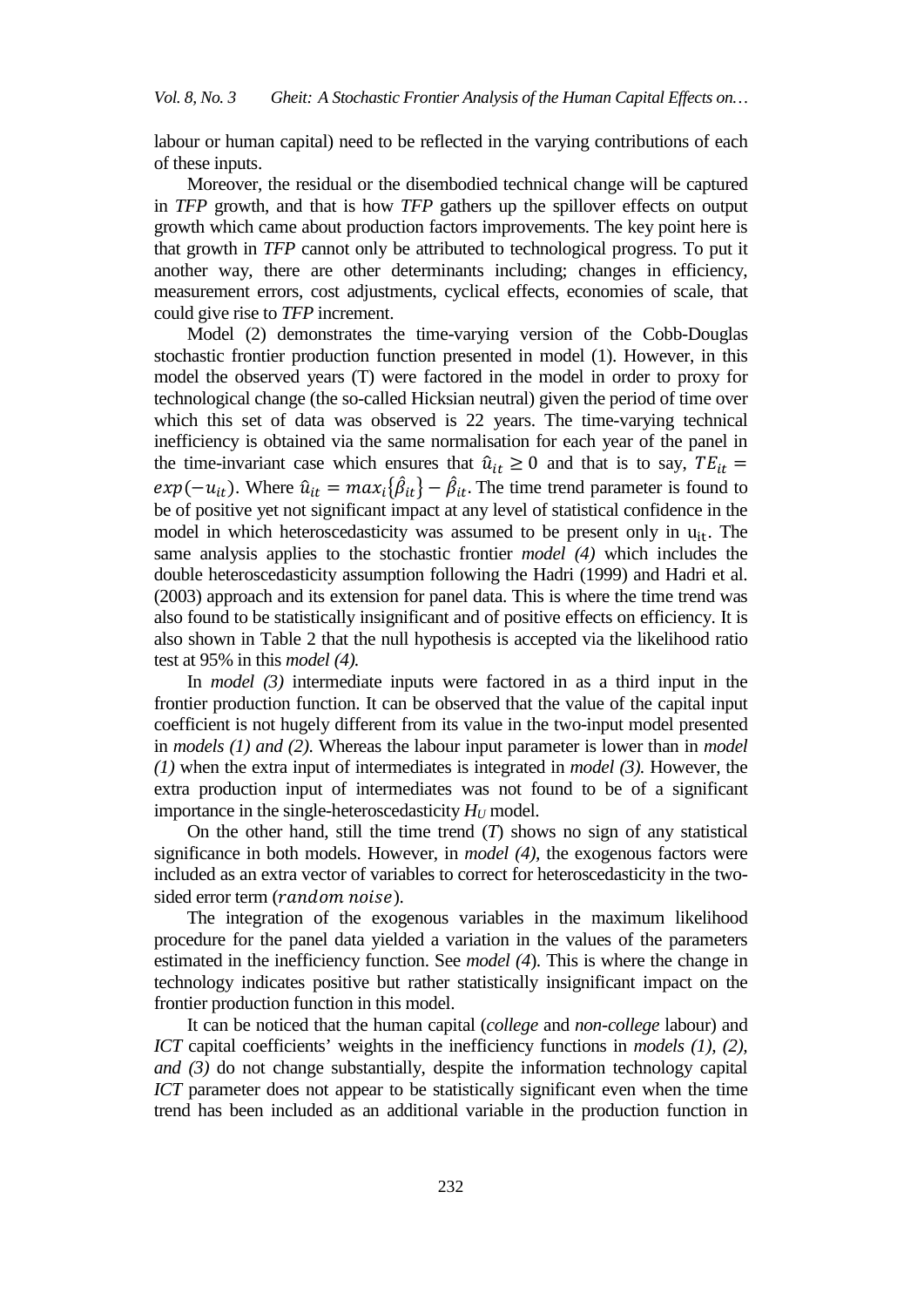labour or human capital) need to be reflected in the varying contributions of each of these inputs.

Moreover, the residual or the disembodied technical change will be captured in *TFP* growth, and that is how *TFP* gathers up the spillover effects on output growth which came about production factors improvements. The key point here is that growth in *TFP* cannot only be attributed to technological progress. To put it another way, there are other determinants including; changes in efficiency, measurement errors, cost adjustments, cyclical effects, economies of scale, that could give rise to *TFP* increment.

Model (2) demonstrates the time-varying version of the Cobb-Douglas stochastic frontier production function presented in model (1). However, in this model the observed years (T) were factored in the model in order to proxy for technological change (the so-called Hicksian neutral) given the period of time over which this set of data was observed is 22 years. The time-varying technical inefficiency is obtained via the same normalisation for each year of the panel in the time-invariant case which ensures that $\hat{u}_{it} \geq 0$ and that is to say, $TE_{it} = exp(-u_{it})$. Where $\hat{u}_{it} = max_i\{\hat{\beta}_{it}\} - \hat{\beta}_{it}$. The time trend parameter is found to be of positive yet not significant impact at any level of statistical confidence in the model in which heteroscedasticity was assumed to be present only in $\mathrm{u_{it}}$. The same analysis applies to the stochastic frontier *model (4)* which includes the double heteroscedasticity assumption following the Hadri (1999) and Hadri et al. (2003) approach and its extension for panel data. This is where the time trend was also found to be statistically insignificant and of positive effects on efficiency. It is also shown in Table 2 that the null hypothesis is accepted via the likelihood ratio test at 95% in this *model (4).*

In *model (3)* intermediate inputs were factored in as a third input in the frontier production function. It can be observed that the value of the capital input coefficient is not hugely different from its value in the two-input model presented in *models (1) and (2)*. Whereas the labour input parameter is lower than in *model (1)* when the extra input of intermediates is integrated in *model (3)*. However, the extra production input of intermediates was not found to be of a significant importance in the single-heteroscedasticity $H_U$ model.

On the other hand, still the time trend (*T*) shows no sign of any statistical significance in both models. However, in *model (4)*, the exogenous factors were included as an extra vector of variables to correct for heteroscedasticity in the two-sided error term ($random\ noise$).

The integration of the exogenous variables in the maximum likelihood procedure for the panel data yielded a variation in the values of the parameters estimated in the inefficiency function. See *model (4)*. This is where the change in technology indicates positive but rather statistically insignificant impact on the frontier production function in this model.

It can be noticed that the human capital (*college* and *non-college* labour) and *ICT* capital coefficients' weights in the inefficiency functions in *models (1), (2), and (3)* do not change substantially, despite the information technology capital *ICT* parameter does not appear to be statistically significant even when the time trend has been included as an additional variable in the production function in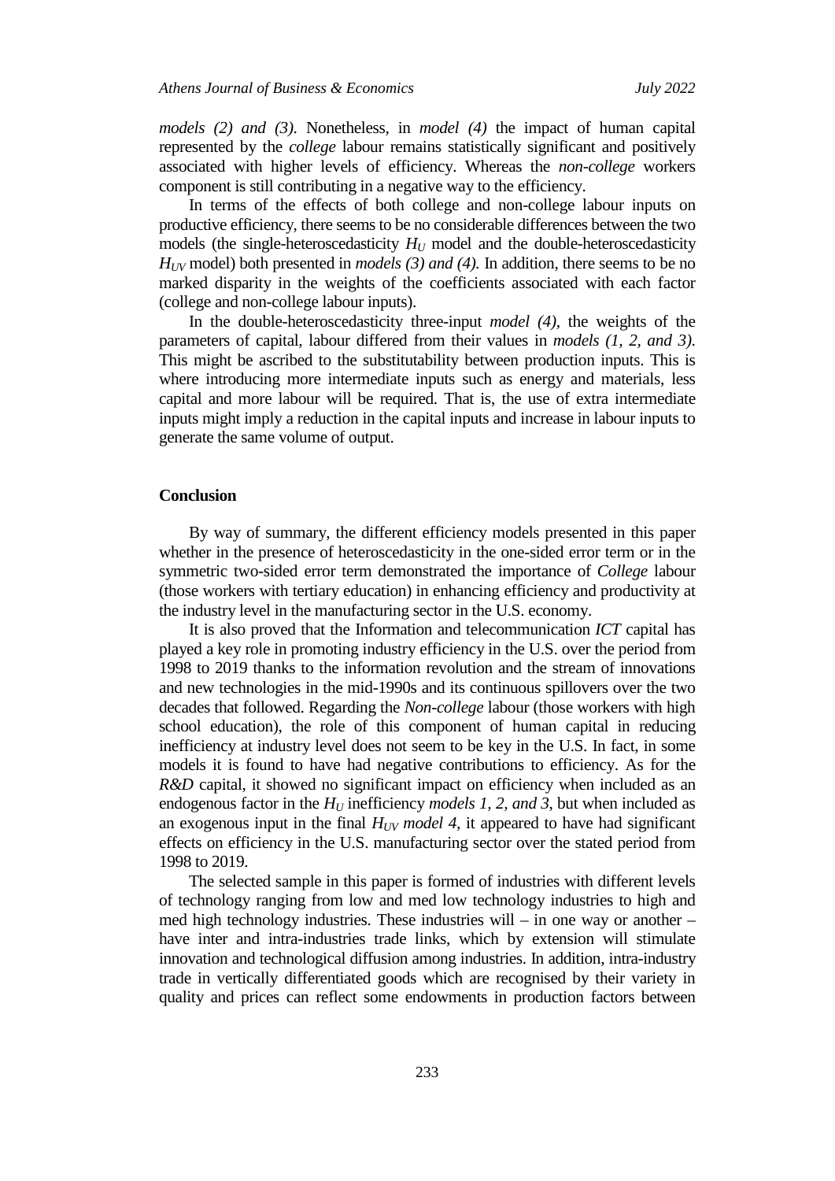*models (2) and (3)*. Nonetheless, in *model (4)* the impact of human capital represented by the *college* labour remains statistically significant and positively associated with higher levels of efficiency. Whereas the *non-college* workers component is still contributing in a negative way to the efficiency.

In terms of the effects of both college and non-college labour inputs on productive efficiency, there seems to be no considerable differences between the two models (the single-heteroscedasticity $H_U$ model and the double-heteroscedasticity $H_{UV}$ model) both presented in *models (3) and (4).* In addition, there seems to be no marked disparity in the weights of the coefficients associated with each factor (college and non-college labour inputs).

In the double-heteroscedasticity three-input *model (4)*, the weights of the parameters of capital, labour differed from their values in *models (1, 2, and 3).* This might be ascribed to the substitutability between production inputs. This is where introducing more intermediate inputs such as energy and materials, less capital and more labour will be required. That is, the use of extra intermediate inputs might imply a reduction in the capital inputs and increase in labour inputs to generate the same volume of output.

## Conclusion

By way of summary, the different efficiency models presented in this paper whether in the presence of heteroscedasticity in the one-sided error term or in the symmetric two-sided error term demonstrated the importance of *College* labour (those workers with tertiary education) in enhancing efficiency and productivity at the industry level in the manufacturing sector in the U.S. economy.

It is also proved that the Information and telecommunication *ICT* capital has played a key role in promoting industry efficiency in the U.S. over the period from 1998 to 2019 thanks to the information revolution and the stream of innovations and new technologies in the mid-1990s and its continuous spillovers over the two decades that followed. Regarding the *Non-college* labour (those workers with high school education), the role of this component of human capital in reducing inefficiency at industry level does not seem to be key in the U.S. In fact, in some models it is found to have had negative contributions to efficiency. As for the *R&D* capital, it showed no significant impact on efficiency when included as an endogenous factor in the $H_U$ inefficiency *models 1, 2, and 3,* but when included as an exogenous input in the final $H_{UV}$ *model 4,* it appeared to have had significant effects on efficiency in the U.S. manufacturing sector over the stated period from 1998 to 2019.

The selected sample in this paper is formed of industries with different levels of technology ranging from low and med low technology industries to high and med high technology industries. These industries will – in one way or another – have inter and intra-industries trade links, which by extension will stimulate innovation and technological diffusion among industries. In addition, intra-industry trade in vertically differentiated goods which are recognised by their variety in quality and prices can reflect some endowments in production factors between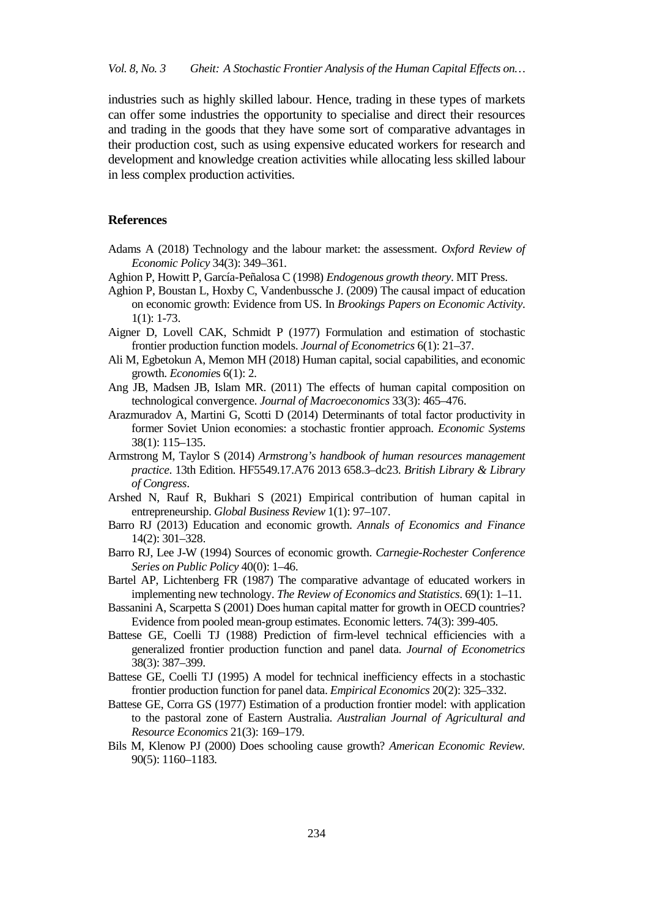industries such as highly skilled labour. Hence, trading in these types of markets can offer some industries the opportunity to specialise and direct their resources and trading in the goods that they have some sort of comparative advantages in their production cost, such as using expensive educated workers for research and development and knowledge creation activities while allocating less skilled labour in less complex production activities.

## References

Adams A (2018) Technology and the labour market: the assessment. *Oxford Review of Economic Policy* 34(3): 349–361.

Aghion P, Howitt P, García-Peñalosa C (1998) *Endogenous growth theory*. MIT Press.

Aghion P, Boustan L, Hoxby C, Vandenbussche J. (2009) The causal impact of education on economic growth: Evidence from US. In *Brookings Papers on Economic Activity*. 1(1): 1-73.

Aigner D, Lovell CAK, Schmidt P (1977) Formulation and estimation of stochastic frontier production function models. *Journal of Econometrics* 6(1): 21–37.

Ali M, Egbetokun A, Memon MH (2018) Human capital, social capabilities, and economic growth. *Economies* 6(1): 2.

Ang JB, Madsen JB, Islam MR. (2011) The effects of human capital composition on technological convergence. *Journal of Macroeconomics* 33(3): 465–476.

Arazmuradov A, Martini G, Scotti D (2014) Determinants of total factor productivity in former Soviet Union economies: a stochastic frontier approach. *Economic Systems* 38(1): 115–135.

Armstrong M, Taylor S (2014) *Armstrong's handbook of human resources management practice*. 13th Edition. HF5549.17.A76 2013 658.3–dc23. *British Library & Library of Congress*.

Arshed N, Rauf R, Bukhari S (2021) Empirical contribution of human capital in entrepreneurship. *Global Business Review* 1(1): 97–107.

Barro RJ (2013) Education and economic growth. *Annals of Economics and Finance* 14(2): 301–328.

Barro RJ, Lee J-W (1994) Sources of economic growth. *Carnegie-Rochester Conference Series on Public Policy* 40(0): 1–46.

Bartel AP, Lichtenberg FR (1987) The comparative advantage of educated workers in implementing new technology. *The Review of Economics and Statistics*. 69(1): 1–11.

Bassanini A, Scarpetta S (2001) Does human capital matter for growth in OECD countries? Evidence from pooled mean-group estimates. Economic letters. 74(3): 399-405.

Battese GE, Coelli TJ (1988) Prediction of firm-level technical efficiencies with a generalized frontier production function and panel data. *Journal of Econometrics* 38(3): 387–399.

Battese GE, Coelli TJ (1995) A model for technical inefficiency effects in a stochastic frontier production function for panel data. *Empirical Economics* 20(2): 325–332.

Battese GE, Corra GS (1977) Estimation of a production frontier model: with application to the pastoral zone of Eastern Australia. *Australian Journal of Agricultural and Resource Economics* 21(3): 169–179.

Bils M, Klenow PJ (2000) Does schooling cause growth? *American Economic Review*. 90(5): 1160–1183.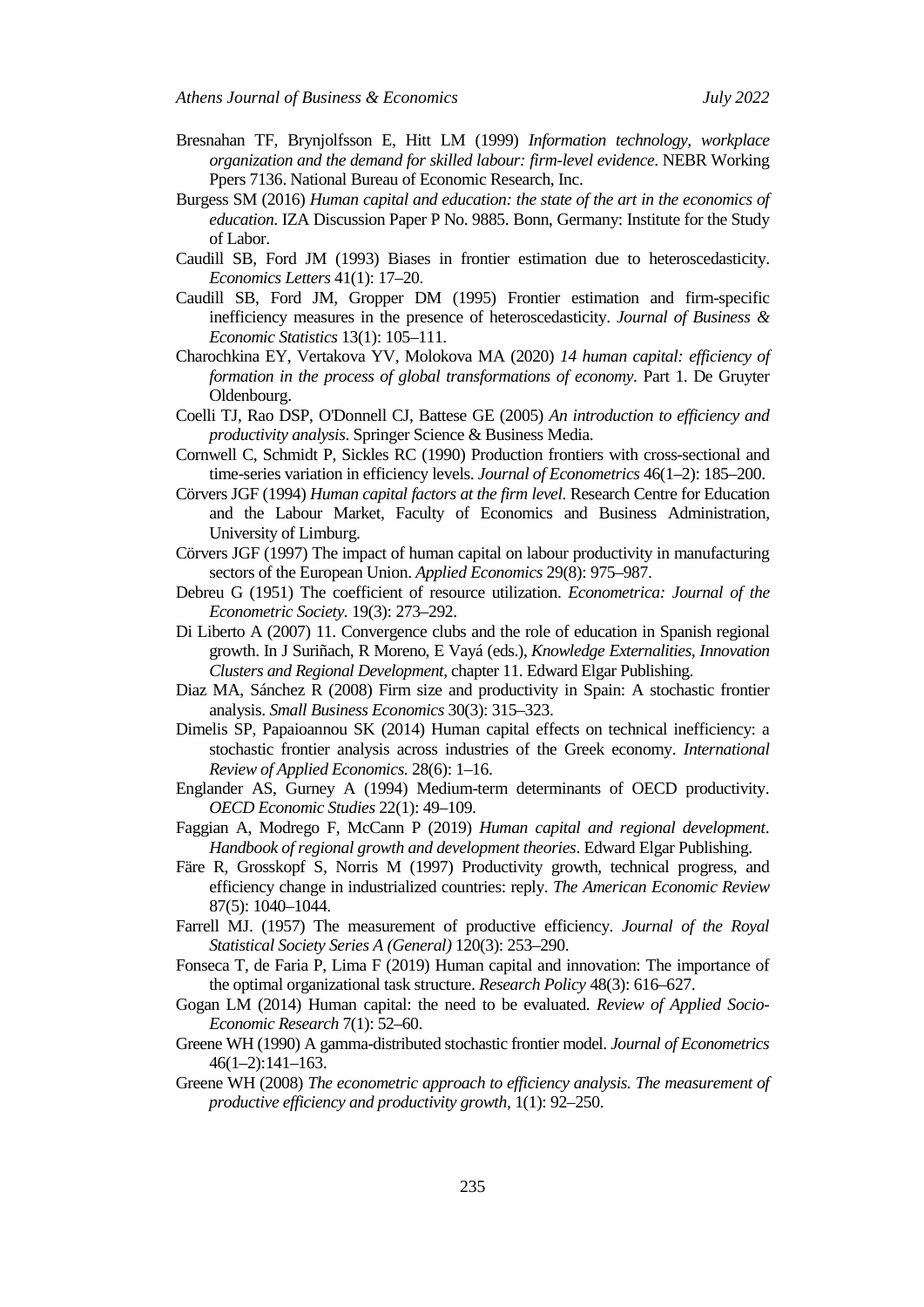Bresnahan TF, Brynjolfsson E, Hitt LM (1999) *Information technology, workplace organization and the demand for skilled labour: firm-level evidence*. NEBR Working Ppers 7136. National Bureau of Economic Research, Inc.

Burgess SM (2016) *Human capital and education: the state of the art in the economics of education*. IZA Discussion Paper P No. 9885. Bonn, Germany: Institute for the Study of Labor.

Caudill SB, Ford JM (1993) Biases in frontier estimation due to heteroscedasticity. *Economics Letters* 41(1): 17–20.

Caudill SB, Ford JM, Gropper DM (1995) Frontier estimation and firm-specific inefficiency measures in the presence of heteroscedasticity. *Journal of Business & Economic Statistics* 13(1): 105–111.

Charochkina EY, Vertakova YV, Molokova MA (2020) *14 human capital: efficiency of formation in the process of global transformations of economy*. Part 1. De Gruyter Oldenbourg.

Coelli TJ, Rao DSP, O'Donnell CJ, Battese GE (2005) *An introduction to efficiency and productivity analysis*. Springer Science & Business Media.

Cornwell C, Schmidt P, Sickles RC (1990) Production frontiers with cross-sectional and time-series variation in efficiency levels. *Journal of Econometrics* 46(1–2): 185–200.

Cörvers JGF (1994) *Human capital factors at the firm level*. Research Centre for Education and the Labour Market, Faculty of Economics and Business Administration, University of Limburg.

Cörvers JGF (1997) The impact of human capital on labour productivity in manufacturing sectors of the European Union. *Applied Economics* 29(8): 975–987.

Debreu G (1951) The coefficient of resource utilization. *Econometrica: Journal of the Econometric Society.* 19(3): 273–292.

Di Liberto A (2007) 11. Convergence clubs and the role of education in Spanish regional growth. In J Suriñach, R Moreno, E Vayá (eds.), *Knowledge Externalities, Innovation Clusters and Regional Development*, chapter 11. Edward Elgar Publishing.

Diaz MA, Sánchez R (2008) Firm size and productivity in Spain: A stochastic frontier analysis. *Small Business Economics* 30(3): 315–323.

Dimelis SP, Papaioannou SK (2014) Human capital effects on technical inefficiency: a stochastic frontier analysis across industries of the Greek economy. *International Review of Applied Economics.* 28(6): 1–16.

Englander AS, Gurney A (1994) Medium-term determinants of OECD productivity. *OECD Economic Studies* 22(1): 49–109.

Faggian A, Modrego F, McCann P (2019) *Human capital and regional development*. *Handbook of regional growth and development theories*. Edward Elgar Publishing.

Färe R, Grosskopf S, Norris M (1997) Productivity growth, technical progress, and efficiency change in industrialized countries: reply. *The American Economic Review* 87(5): 1040–1044.

Farrell MJ. (1957) The measurement of productive efficiency. *Journal of the Royal Statistical Society Series A (General)* 120(3): 253–290.

Fonseca T, de Faria P, Lima F (2019) Human capital and innovation: The importance of the optimal organizational task structure. *Research Policy* 48(3): 616–627.

Gogan LM (2014) Human capital: the need to be evaluated. *Review of Applied Socio-Economic Research* 7(1): 52–60.

Greene WH (1990) A gamma-distributed stochastic frontier model. *Journal of Econometrics* 46(1–2):141–163.

Greene WH (2008) *The econometric approach to efficiency analysis. The measurement of productive efficiency and productivity growth*, 1(1): 92–250.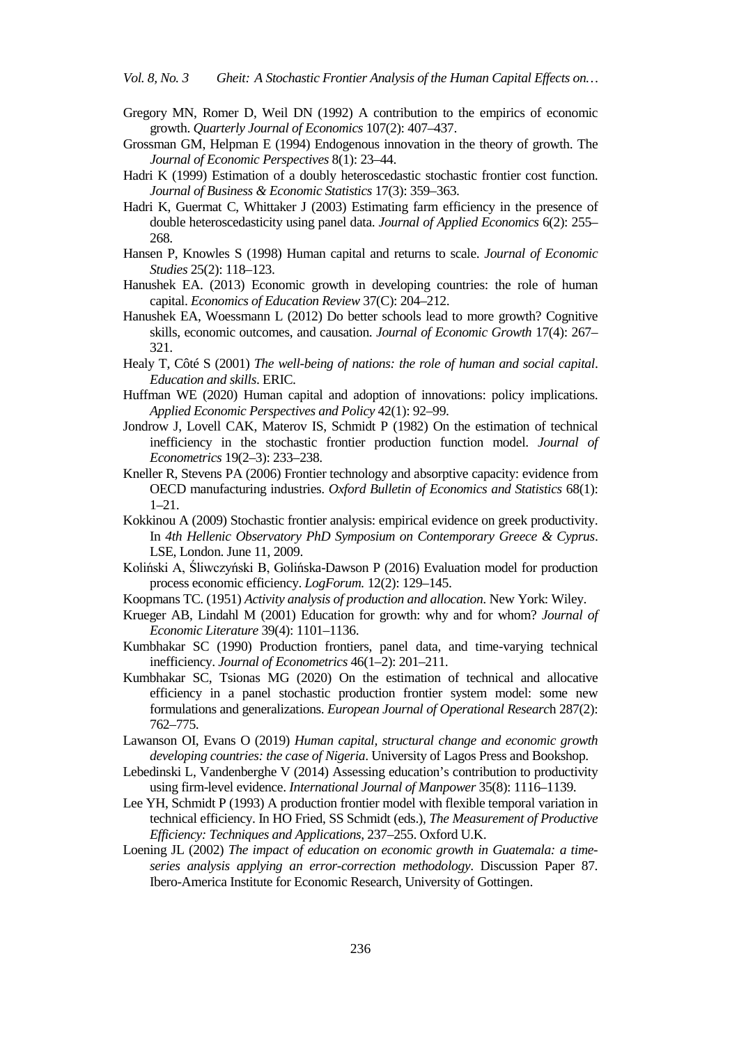Gregory MN, Romer D, Weil DN (1992) A contribution to the empirics of economic growth. *Quarterly Journal of Economics* 107(2): 407–437.

Grossman GM, Helpman E (1994) Endogenous innovation in the theory of growth. The *Journal of Economic Perspectives* 8(1): 23–44.

Hadri K (1999) Estimation of a doubly heteroscedastic stochastic frontier cost function. *Journal of Business & Economic Statistics* 17(3): 359–363.

Hadri K, Guermat C, Whittaker J (2003) Estimating farm efficiency in the presence of double heteroscedasticity using panel data. *Journal of Applied Economics* 6(2): 255–268.

Hansen P, Knowles S (1998) Human capital and returns to scale. *Journal of Economic Studies* 25(2): 118–123.

Hanushek EA. (2013) Economic growth in developing countries: the role of human capital. *Economics of Education Review* 37(C): 204–212.

Hanushek EA, Woessmann L (2012) Do better schools lead to more growth? Cognitive skills, economic outcomes, and causation. *Journal of Economic Growth* 17(4): 267–321.

Healy T, Côté S (2001) *The well-being of nations: the role of human and social capital. Education and skills*. ERIC.

Huffman WE (2020) Human capital and adoption of innovations: policy implications. *Applied Economic Perspectives and Policy* 42(1): 92–99.

Jondrow J, Lovell CAK, Materov IS, Schmidt P (1982) On the estimation of technical inefficiency in the stochastic frontier production function model. *Journal of Econometrics* 19(2–3): 233–238.

Kneller R, Stevens PA (2006) Frontier technology and absorptive capacity: evidence from OECD manufacturing industries. *Oxford Bulletin of Economics and Statistics* 68(1): 1–21.

Kokkinou A (2009) Stochastic frontier analysis: empirical evidence on greek productivity. In *4th Hellenic Observatory PhD Symposium on Contemporary Greece & Cyprus*. LSE, London. June 11, 2009.

Koliński A, Śliwczyński B, Golińska-Dawson P (2016) Evaluation model for production process economic efficiency. *LogForum.* 12(2): 129–145.

Koopmans TC. (1951) *Activity analysis of production and allocation*. New York: Wiley.

Krueger AB, Lindahl M (2001) Education for growth: why and for whom? *Journal of Economic Literature* 39(4): 1101–1136.

Kumbhakar SC (1990) Production frontiers, panel data, and time-varying technical inefficiency. *Journal of Econometrics* 46(1–2): 201–211.

Kumbhakar SC, Tsionas MG (2020) On the estimation of technical and allocative efficiency in a panel stochastic production frontier system model: some new formulations and generalizations. *European Journal of Operational Research* 287(2): 762–775.

Lawanson OI, Evans O (2019) *Human capital, structural change and economic growth developing countries: the case of Nigeria*. University of Lagos Press and Bookshop.

Lebedinski L, Vandenberghe V (2014) Assessing education's contribution to productivity using firm-level evidence. *International Journal of Manpower* 35(8): 1116–1139.

Lee YH, Schmidt P (1993) A production frontier model with flexible temporal variation in technical efficiency. In HO Fried, SS Schmidt (eds.), *The Measurement of Productive Efficiency: Techniques and Applications*, 237–255. Oxford U.K.

Loening JL (2002) *The impact of education on economic growth in Guatemala: a time-series analysis applying an error-correction methodology*. Discussion Paper 87. Ibero-America Institute for Economic Research, University of Gottingen.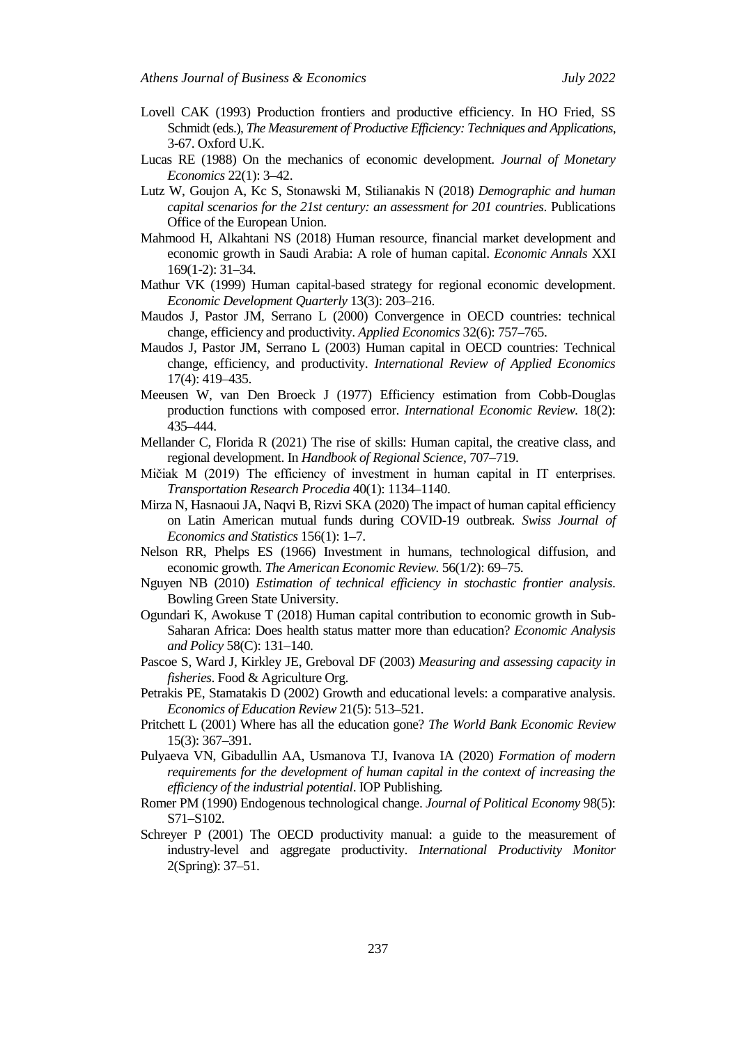Lovell CAK (1993) Production frontiers and productive efficiency. In HO Fried, SS Schmidt (eds.), *The Measurement of Productive Efficiency: Techniques and Applications*, 3-67. Oxford U.K.

Lucas RE (1988) On the mechanics of economic development. *Journal of Monetary Economics* 22(1): 3–42.

Lutz W, Goujon A, Kc S, Stonawski M, Stilianakis N (2018) *Demographic and human capital scenarios for the 21st century: an assessment for 201 countries*. Publications Office of the European Union.

Mahmood H, Alkahtani NS (2018) Human resource, financial market development and economic growth in Saudi Arabia: A role of human capital. *Economic Annals* XXI 169(1-2): 31–34.

Mathur VK (1999) Human capital-based strategy for regional economic development. *Economic Development Quarterly* 13(3): 203–216.

Maudos J, Pastor JM, Serrano L (2000) Convergence in OECD countries: technical change, efficiency and productivity. *Applied Economics* 32(6): 757–765.

Maudos J, Pastor JM, Serrano L (2003) Human capital in OECD countries: Technical change, efficiency, and productivity. *International Review of Applied Economics* 17(4): 419–435.

Meeusen W, van Den Broeck J (1977) Efficiency estimation from Cobb-Douglas production functions with composed error. *International Economic Review.* 18(2): 435–444.

Mellander C, Florida R (2021) The rise of skills: Human capital, the creative class, and regional development. In *Handbook of Regional Science*, 707–719.

Mičiak M (2019) The efficiency of investment in human capital in IT enterprises. *Transportation Research Procedia* 40(1): 1134–1140.

Mirza N, Hasnaoui JA, Naqvi B, Rizvi SKA (2020) The impact of human capital efficiency on Latin American mutual funds during COVID-19 outbreak. *Swiss Journal of Economics and Statistics* 156(1): 1–7.

Nelson RR, Phelps ES (1966) Investment in humans, technological diffusion, and economic growth. *The American Economic Review.* 56(1/2): 69–75.

Nguyen NB (2010) *Estimation of technical efficiency in stochastic frontier analysis*. Bowling Green State University.

Ogundari K, Awokuse T (2018) Human capital contribution to economic growth in Sub-Saharan Africa: Does health status matter more than education? *Economic Analysis and Policy* 58(C): 131–140.

Pascoe S, Ward J, Kirkley JE, Greboval DF (2003) *Measuring and assessing capacity in fisheries*. Food & Agriculture Org.

Petrakis PE, Stamatakis D (2002) Growth and educational levels: a comparative analysis. *Economics of Education Review* 21(5): 513–521.

Pritchett L (2001) Where has all the education gone? *The World Bank Economic Review* 15(3): 367–391.

Pulyaeva VN, Gibadullin AA, Usmanova TJ, Ivanova IA (2020) *Formation of modern requirements for the development of human capital in the context of increasing the efficiency of the industrial potential*. IOP Publishing.

Romer PM (1990) Endogenous technological change. *Journal of Political Economy* 98(5): S71–S102.

Schreyer P (2001) The OECD productivity manual: a guide to the measurement of industry-level and aggregate productivity. *International Productivity Monitor* 2(Spring): 37–51.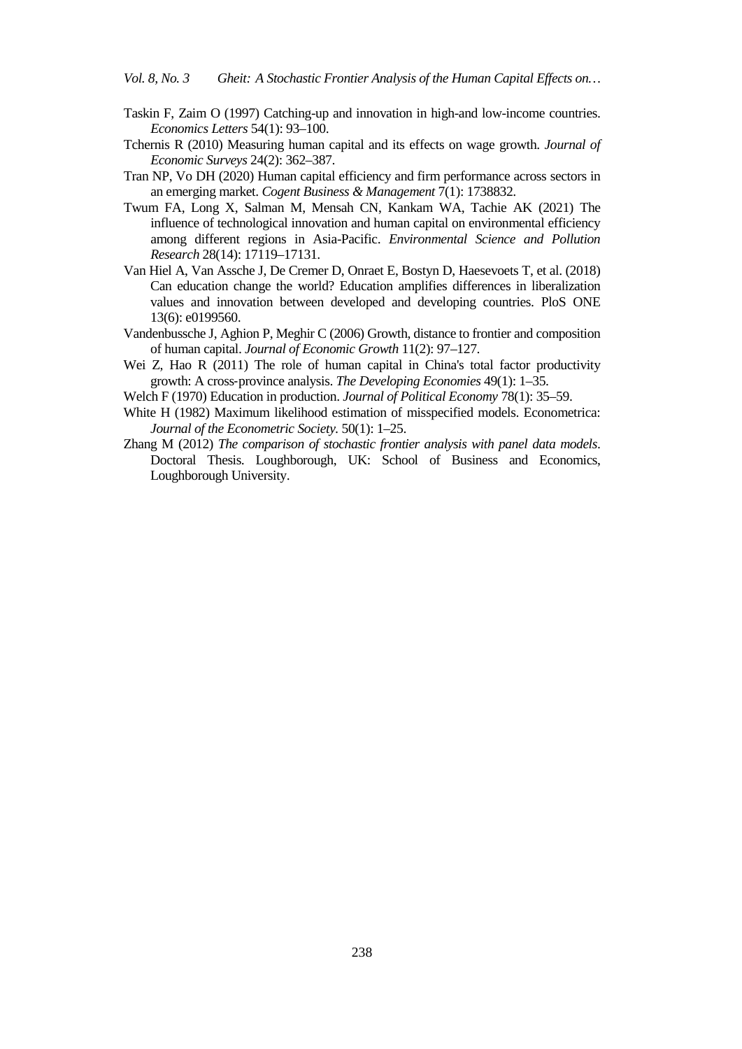Taskin F, Zaim O (1997) Catching-up and innovation in high-and low-income countries. *Economics Letters* 54(1): 93–100.

Tchernis R (2010) Measuring human capital and its effects on wage growth. *Journal of Economic Surveys* 24(2): 362–387.

Tran NP, Vo DH (2020) Human capital efficiency and firm performance across sectors in an emerging market. *Cogent Business & Management* 7(1): 1738832.

Twum FA, Long X, Salman M, Mensah CN, Kankam WA, Tachie AK (2021) The influence of technological innovation and human capital on environmental efficiency among different regions in Asia-Pacific. *Environmental Science and Pollution Research* 28(14): 17119–17131.

Van Hiel A, Van Assche J, De Cremer D, Onraet E, Bostyn D, Haesevoets T, et al. (2018) Can education change the world? Education amplifies differences in liberalization values and innovation between developed and developing countries. PloS ONE 13(6): e0199560.

Vandenbussche J, Aghion P, Meghir C (2006) Growth, distance to frontier and composition of human capital. *Journal of Economic Growth* 11(2): 97–127.

Wei Z, Hao R (2011) The role of human capital in China's total factor productivity growth: A cross-province analysis. *The Developing Economies* 49(1): 1–35.

Welch F (1970) Education in production. *Journal of Political Economy* 78(1): 35–59.

White H (1982) Maximum likelihood estimation of misspecified models. Econometrica: *Journal of the Econometric Society*. 50(1): 1–25.

Zhang M (2012) *The comparison of stochastic frontier analysis with panel data models*. Doctoral Thesis. Loughborough, UK: School of Business and Economics, Loughborough University.